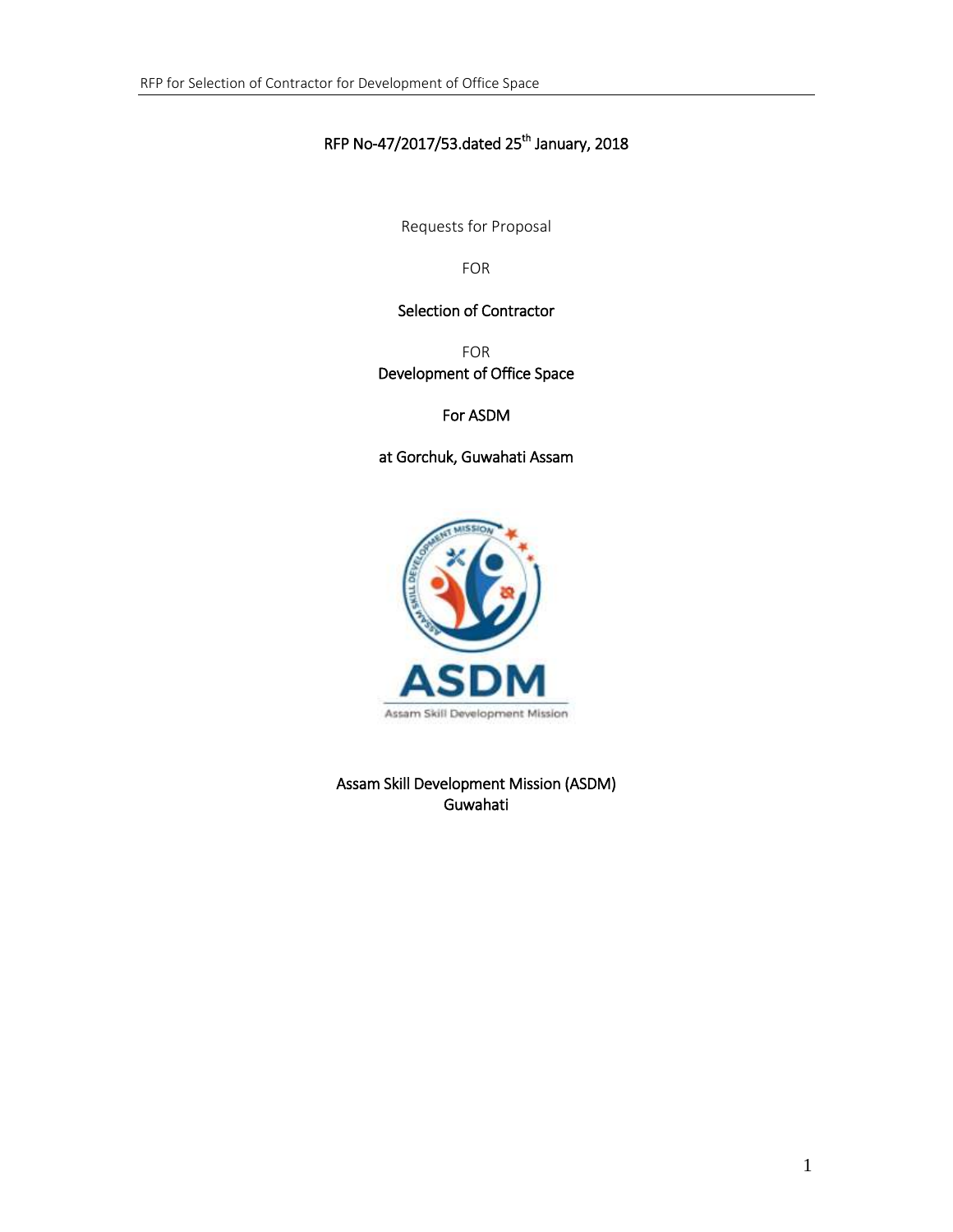# RFP No-47/2017/53.dated 25th January, 2018

Requests for Proposal

FOR

**Selection of Contractor**

FOR

**Development of Office Space**

**For ASDM**

**at Gorchuk, Guwahati Assam**

Assam Skill Development Mission (ASDM)
Guwahati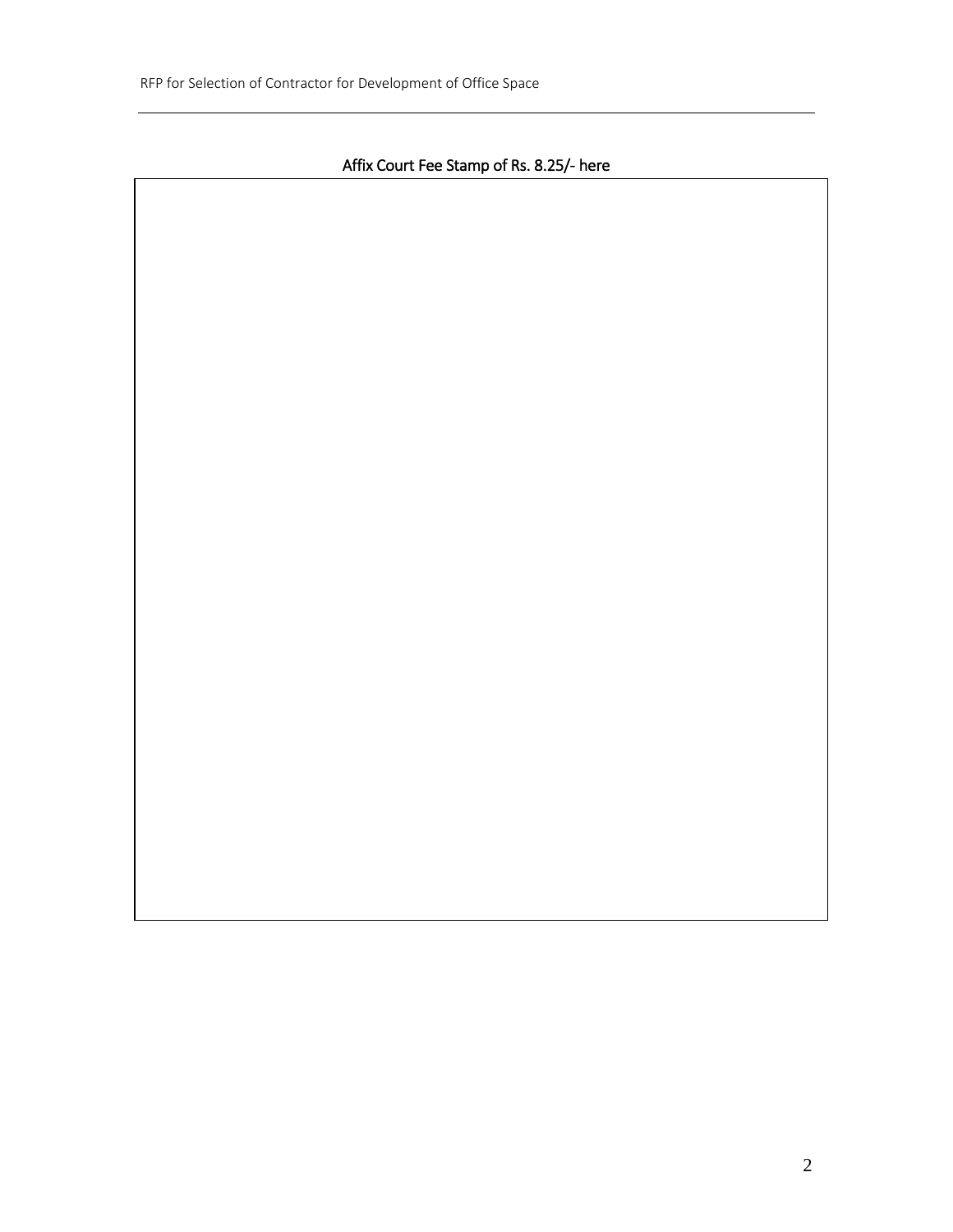Affix Court Fee Stamp of Rs. 8.25/- here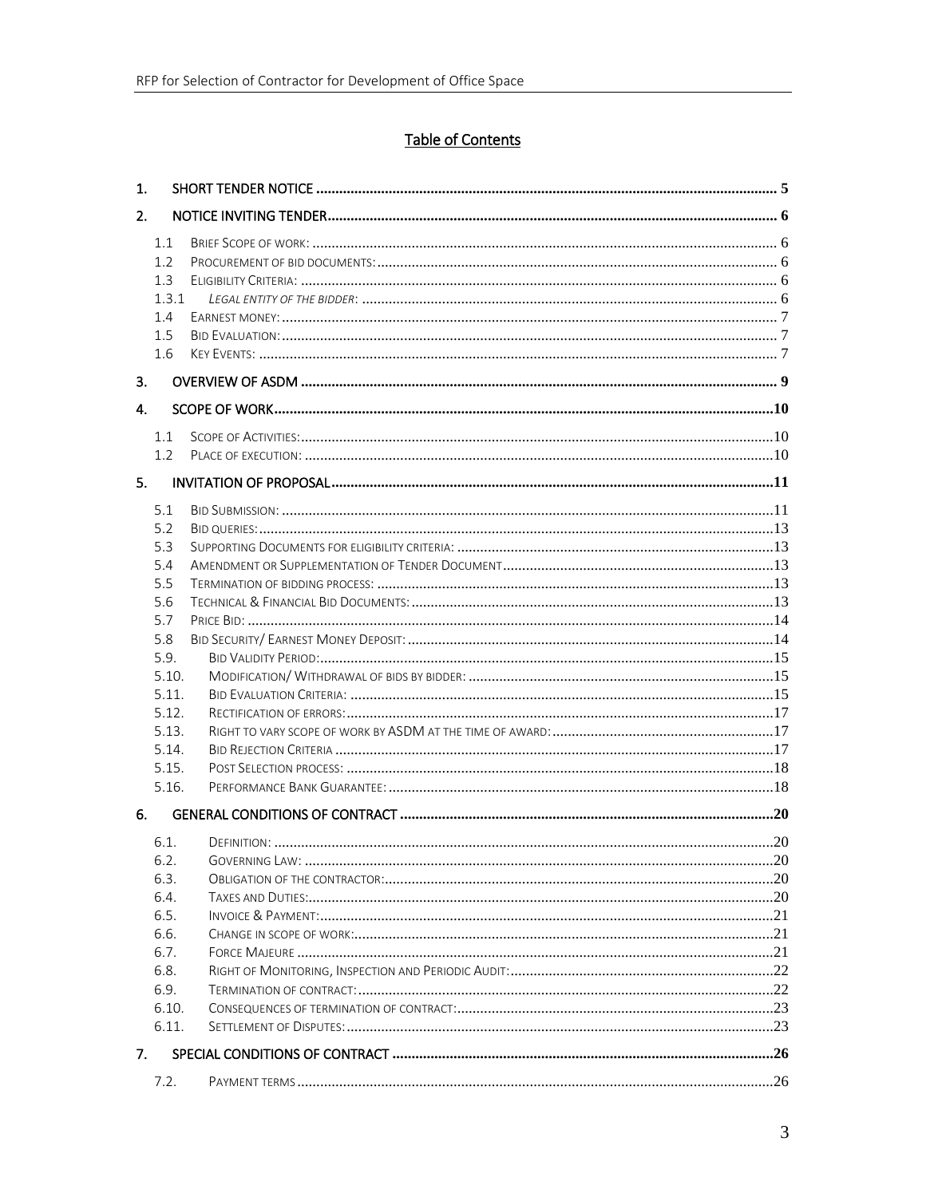## Table of Contents

1. SHORT TENDER NOTICE ..... 5
2. NOTICE INVITING TENDER ..... 6
   - 1.1 Brief Scope of work: ..... 6
   - 1.2 Procurement of bid documents: ..... 6
   - 1.3 Eligibility Criteria: ..... 6
   - 1.3.1 *Legal entity of the bidder*: ..... 6
   - 1.4 Earnest money: ..... 7
   - 1.5 Bid Evaluation: ..... 7
   - 1.6 Key Events: ..... 7
3. OVERVIEW OF ASDM ..... 9
4. SCOPE OF WORK ..... 10
   - 1.1 Scope of Activities: ..... 10
   - 1.2 Place of execution: ..... 10
5. INVITATION OF PROPOSAL ..... 11
   - 5.1 Bid Submission: ..... 11
   - 5.2 Bid queries: ..... 13
   - 5.3 Supporting Documents for eligibility criteria: ..... 13
   - 5.4 Amendment or Supplementation of Tender Document ..... 13
   - 5.5 Termination of bidding process: ..... 13
   - 5.6 Technical & Financial Bid Documents: ..... 13
   - 5.7 Price Bid: ..... 14
   - 5.8 Bid Security/ Earnest Money Deposit: ..... 14
   - 5.9. Bid Validity Period: ..... 15
   - 5.10. Modification/ Withdrawal of bids by bidder: ..... 15
   - 5.11. Bid Evaluation Criteria: ..... 15
   - 5.12. Rectification of errors: ..... 17
   - 5.13. Right to vary scope of work by ASDM at the time of award: ..... 17
   - 5.14. Bid Rejection Criteria ..... 17
   - 5.15. Post Selection process: ..... 18
   - 5.16. Performance Bank Guarantee: ..... 18
6. GENERAL CONDITIONS OF CONTRACT ..... 20
   - 6.1. Definition: ..... 20
   - 6.2. Governing Law: ..... 20
   - 6.3. Obligation of the contractor: ..... 20
   - 6.4. Taxes and Duties: ..... 20
   - 6.5. Invoice & Payment: ..... 21
   - 6.6. Change in scope of work: ..... 21
   - 6.7. Force Majeure ..... 21
   - 6.8. Right of Monitoring, Inspection and Periodic Audit: ..... 22
   - 6.9. Termination of contract: ..... 22
   - 6.10. Consequences of termination of contract: ..... 23
   - 6.11. Settlement of Disputes: ..... 23
7. SPECIAL CONDITIONS OF CONTRACT ..... 26
   - 7.2. Payment terms ..... 26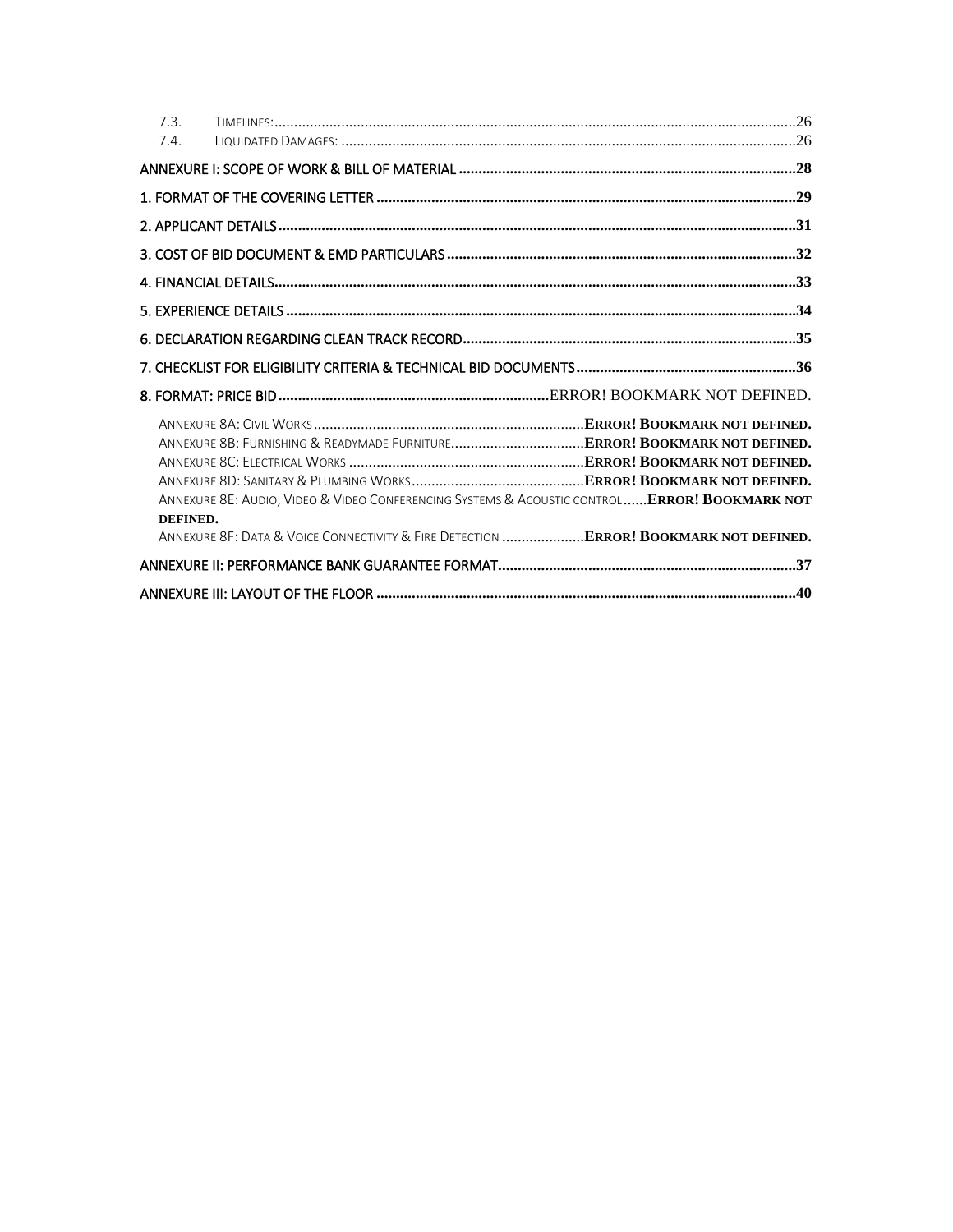7.3. TIMELINES: ........................................................................................................................26
7.4. LIQUIDATED DAMAGES: ..........................................................................................................26

ANNEXURE I: SCOPE OF WORK & BILL OF MATERIAL ...................................................................................28

1. FORMAT OF THE COVERING LETTER ........................................................................................................29

2. APPLICANT DETAILS ..................................................................................................................................31

3. COST OF BID DOCUMENT & EMD PARTICULARS ......................................................................................32

4. FINANCIAL DETAILS ...................................................................................................................................33

5. EXPERIENCE DETAILS ................................................................................................................................34

6. DECLARATION REGARDING CLEAN TRACK RECORD ..................................................................................35

7. CHECKLIST FOR ELIGIBILITY CRITERIA & TECHNICAL BID DOCUMENTS ......................................................36

8. FORMAT: PRICE BID ....................................................................ERROR! BOOKMARK NOT DEFINED.

ANNEXURE 8A: CIVIL WORKS ....................................................................ERROR! BOOKMARK NOT DEFINED.
ANNEXURE 8B: FURNISHING & READYMADE FURNITURE..................................ERROR! BOOKMARK NOT DEFINED.
ANNEXURE 8C: ELECTRICAL WORKS ...........................................................ERROR! BOOKMARK NOT DEFINED.
ANNEXURE 8D: SANITARY & PLUMBING WORKS ............................................ERROR! BOOKMARK NOT DEFINED.
ANNEXURE 8E: AUDIO, VIDEO & VIDEO CONFERENCING SYSTEMS & ACOUSTIC CONTROL ......ERROR! BOOKMARK NOT DEFINED.
ANNEXURE 8F: DATA & VOICE CONNECTIVITY & FIRE DETECTION .....................ERROR! BOOKMARK NOT DEFINED.

ANNEXURE II: PERFORMANCE BANK GUARANTEE FORMAT..........................................................................37

ANNEXURE III: LAYOUT OF THE FLOOR .........................................................................................................40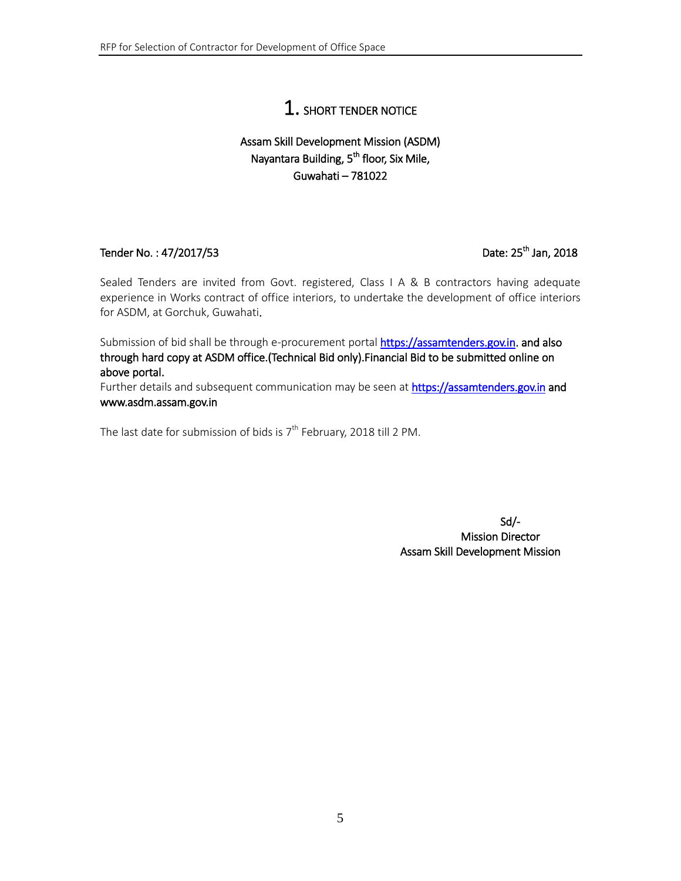# 1. SHORT TENDER NOTICE

**Assam Skill Development Mission (ASDM)**
**Nayantara Building, 5th floor, Six Mile,**
**Guwahati – 781022**

**Tender No. : 47/2017/53** **Date: 25th Jan, 2018**

Sealed Tenders are invited from Govt. registered, Class I A & B contractors having adequate experience in Works contract of office interiors, to undertake the development of office interiors for ASDM, at Gorchuk, Guwahati.

Submission of bid shall be through e-procurement portal https://assamtenders.gov.in. and also through hard copy at ASDM office.(Technical Bid only).Financial Bid to be submitted online on above portal.

Further details and subsequent communication may be seen at https://assamtenders.gov.in and www.asdm.assam.gov.in

The last date for submission of bids is 7th February, 2018 till 2 PM.

Sd/-
Mission Director
Assam Skill Development Mission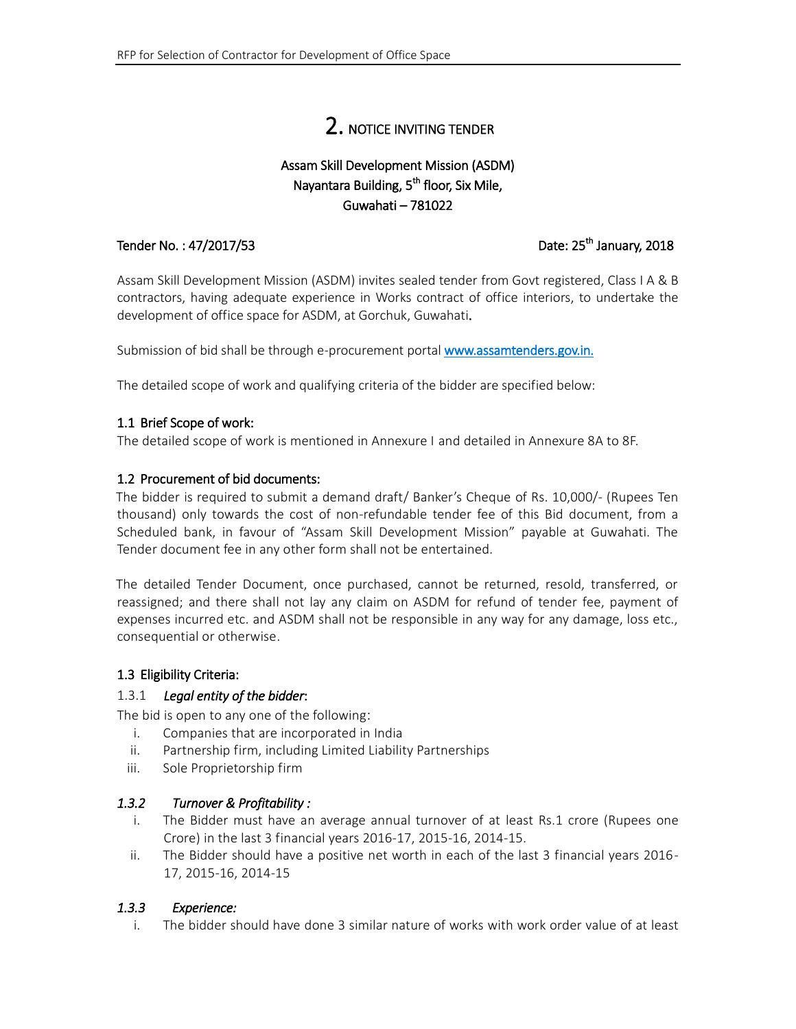# 2. NOTICE INVITING TENDER

**Assam Skill Development Mission (ASDM)**
**Nayantara Building, 5th floor, Six Mile,**
**Guwahati – 781022**

**Tender No. : 47/2017/53** **Date: 25th January, 2018**

Assam Skill Development Mission (ASDM) invites sealed tender from Govt registered, Class I A & B contractors, having adequate experience in Works contract of office interiors, to undertake the development of office space for ASDM, at Gorchuk, Guwahati.

Submission of bid shall be through e-procurement portal [www.assamtenders.gov.in.](www.assamtenders.gov.in.)

The detailed scope of work and qualifying criteria of the bidder are specified below:

### 1.1 Brief Scope of work:

The detailed scope of work is mentioned in Annexure I and detailed in Annexure 8A to 8F.

### 1.2 Procurement of bid documents:

The bidder is required to submit a demand draft/ Banker's Cheque of Rs. 10,000/- (Rupees Ten thousand) only towards the cost of non-refundable tender fee of this Bid document, from a Scheduled bank, in favour of "Assam Skill Development Mission" payable at Guwahati. The Tender document fee in any other form shall not be entertained.

The detailed Tender Document, once purchased, cannot be returned, resold, transferred, or reassigned; and there shall not lay any claim on ASDM for refund of tender fee, payment of expenses incurred etc. and ASDM shall not be responsible in any way for any damage, loss etc., consequential or otherwise.

### 1.3 Eligibility Criteria:

#### 1.3.1 *Legal entity of the bidder*:

The bid is open to any one of the following:

i. Companies that are incorporated in India
ii. Partnership firm, including Limited Liability Partnerships
iii. Sole Proprietorship firm

#### *1.3.2 Turnover & Profitability :*

i. The Bidder must have an average annual turnover of at least Rs.1 crore (Rupees one Crore) in the last 3 financial years 2016-17, 2015-16, 2014-15.
ii. The Bidder should have a positive net worth in each of the last 3 financial years 2016-17, 2015-16, 2014-15

#### *1.3.3 Experience:*

i. The bidder should have done 3 similar nature of works with work order value of at least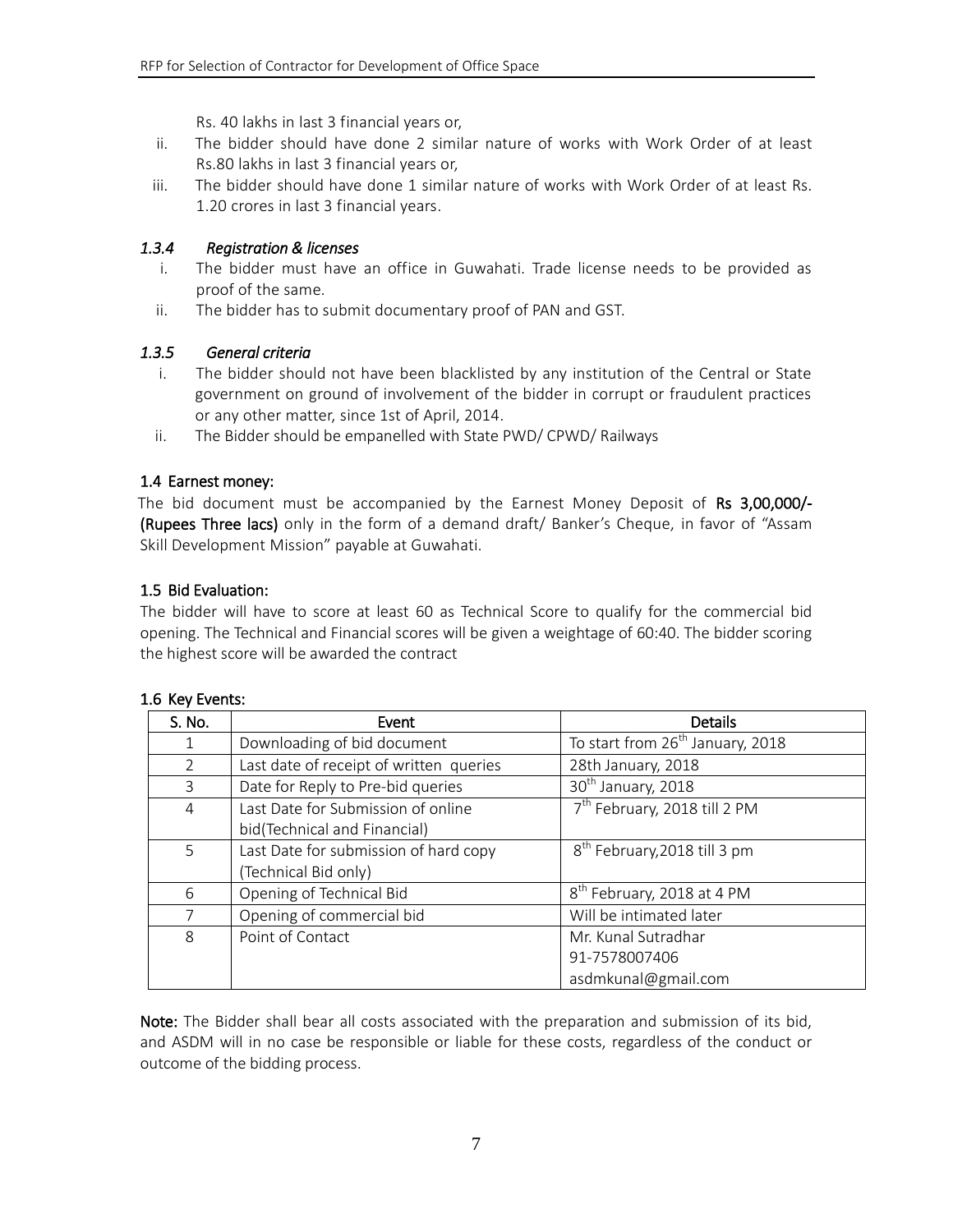Rs. 40 lakhs in last 3 financial years or,

ii. The bidder should have done 2 similar nature of works with Work Order of at least Rs.80 lakhs in last 3 financial years or,

iii. The bidder should have done 1 similar nature of works with Work Order of at least Rs. 1.20 crores in last 3 financial years.

### *1.3.4 Registration & licenses*

i. The bidder must have an office in Guwahati. Trade license needs to be provided as proof of the same.

ii. The bidder has to submit documentary proof of PAN and GST.

### *1.3.5 General criteria*

i. The bidder should not have been blacklisted by any institution of the Central or State government on ground of involvement of the bidder in corrupt or fraudulent practices or any other matter, since 1st of April, 2014.

ii. The Bidder should be empanelled with State PWD/ CPWD/ Railways

## 1.4 Earnest money:

The bid document must be accompanied by the Earnest Money Deposit of **Rs 3,00,000/- (Rupees Three lacs)** only in the form of a demand draft/ Banker's Cheque, in favor of "Assam Skill Development Mission" payable at Guwahati.

## 1.5 Bid Evaluation:

The bidder will have to score at least 60 as Technical Score to qualify for the commercial bid opening. The Technical and Financial scores will be given a weightage of 60:40. The bidder scoring the highest score will be awarded the contract

## 1.6 Key Events:

| S. No. | Event | Details |
|---|---|---|
| 1 | Downloading of bid document | To start from 26th January, 2018 |
| 2 | Last date of receipt of written queries | 28th January, 2018 |
| 3 | Date for Reply to Pre-bid queries | 30th January, 2018 |
| 4 | Last Date for Submission of online bid(Technical and Financial) | 7th February, 2018 till 2 PM |
| 5 | Last Date for submission of hard copy (Technical Bid only) | 8th February,2018 till 3 pm |
| 6 | Opening of Technical Bid | 8th February, 2018 at 4 PM |
| 7 | Opening of commercial bid | Will be intimated later |
| 8 | Point of Contact | Mr. Kunal Sutradhar<br>91-7578007406<br>asdmkunal@gmail.com |

**Note:** The Bidder shall bear all costs associated with the preparation and submission of its bid, and ASDM will in no case be responsible or liable for these costs, regardless of the conduct or outcome of the bidding process.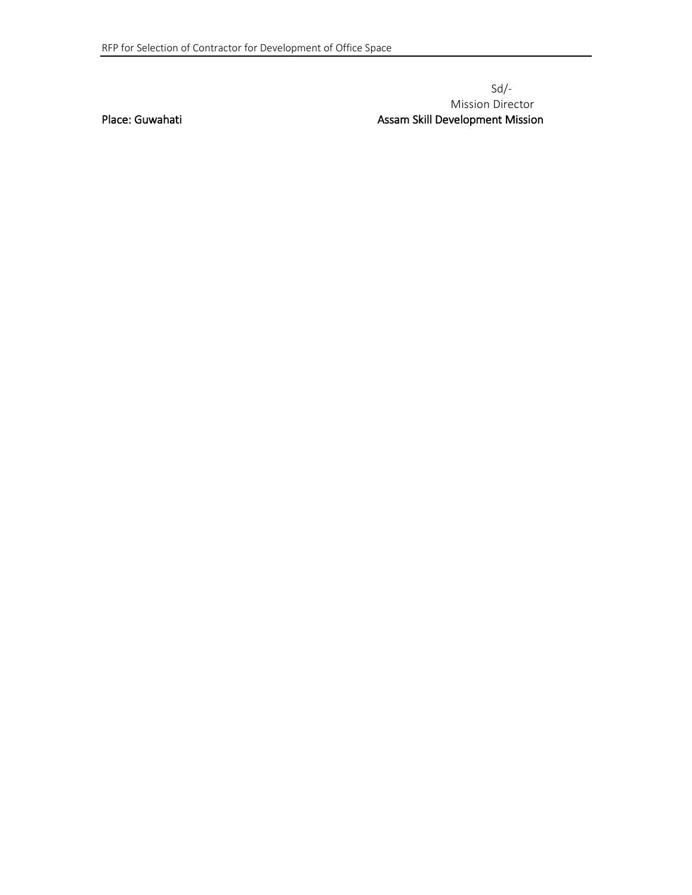Sd/-

Mission Director

Place: Guwahati

Assam Skill Development Mission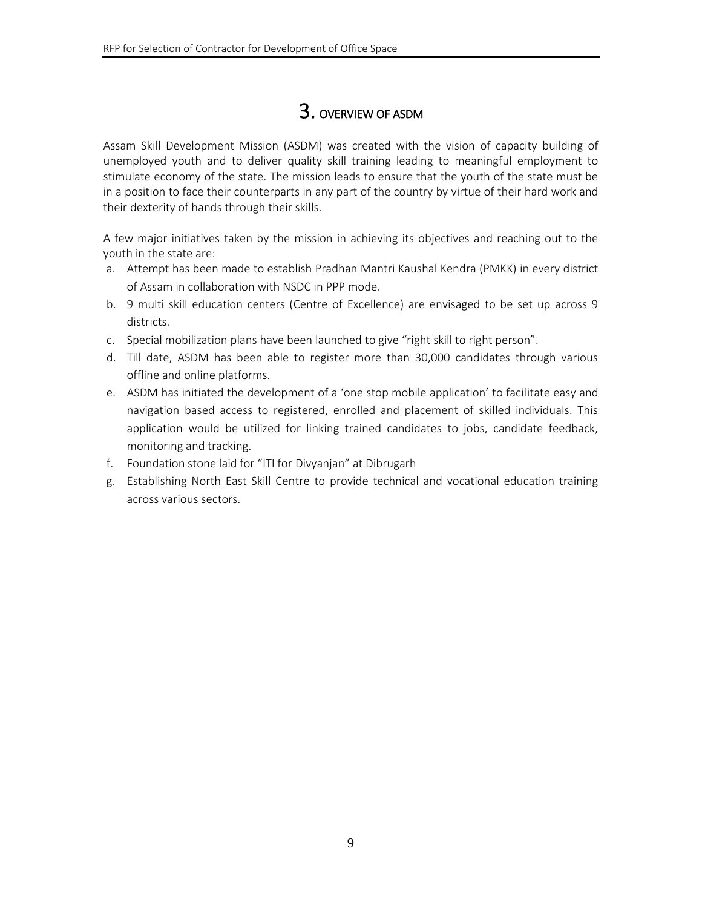# 3. OVERVIEW OF ASDM

Assam Skill Development Mission (ASDM) was created with the vision of capacity building of unemployed youth and to deliver quality skill training leading to meaningful employment to stimulate economy of the state. The mission leads to ensure that the youth of the state must be in a position to face their counterparts in any part of the country by virtue of their hard work and their dexterity of hands through their skills.

A few major initiatives taken by the mission in achieving its objectives and reaching out to the youth in the state are:

a. Attempt has been made to establish Pradhan Mantri Kaushal Kendra (PMKK) in every district of Assam in collaboration with NSDC in PPP mode.
b. 9 multi skill education centers (Centre of Excellence) are envisaged to be set up across 9 districts.
c. Special mobilization plans have been launched to give "right skill to right person".
d. Till date, ASDM has been able to register more than 30,000 candidates through various offline and online platforms.
e. ASDM has initiated the development of a 'one stop mobile application' to facilitate easy and navigation based access to registered, enrolled and placement of skilled individuals. This application would be utilized for linking trained candidates to jobs, candidate feedback, monitoring and tracking.
f. Foundation stone laid for "ITI for Divyanjan" at Dibrugarh
g. Establishing North East Skill Centre to provide technical and vocational education training across various sectors.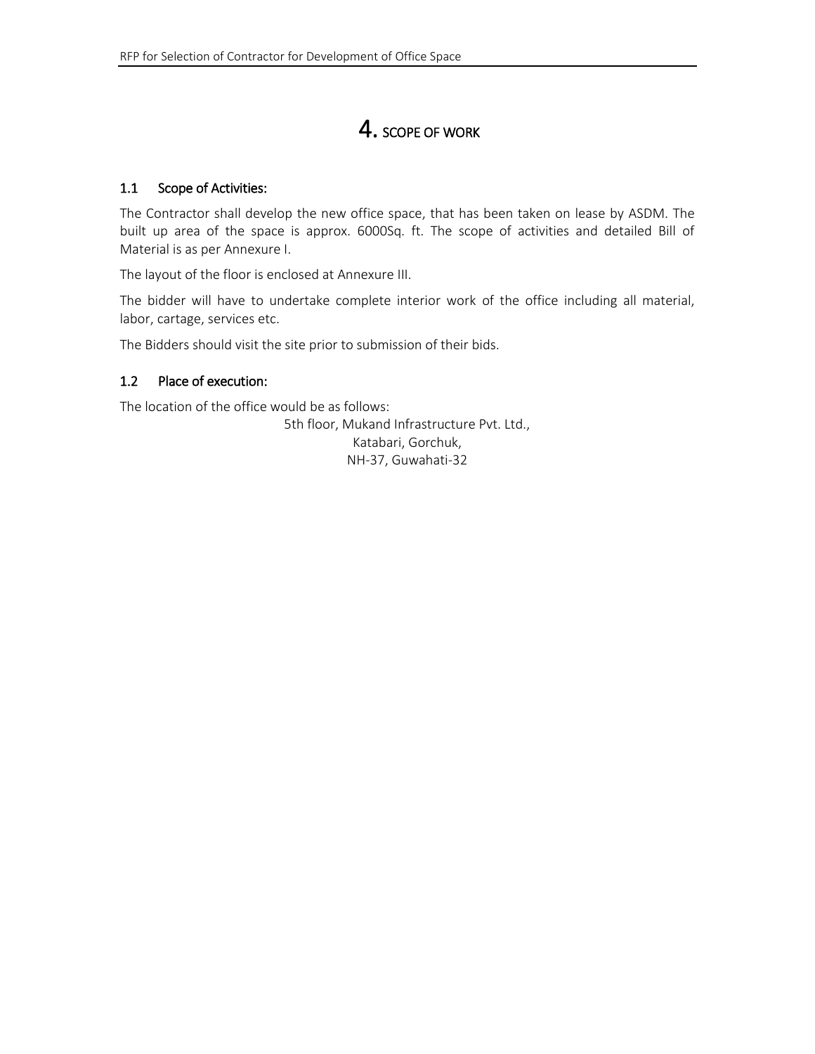# 4. SCOPE OF WORK

## 1.1 Scope of Activities:

The Contractor shall develop the new office space, that has been taken on lease by ASDM. The built up area of the space is approx. 6000Sq. ft. The scope of activities and detailed Bill of Material is as per Annexure I.

The layout of the floor is enclosed at Annexure III.

The bidder will have to undertake complete interior work of the office including all material, labor, cartage, services etc.

The Bidders should visit the site prior to submission of their bids.

## 1.2 Place of execution:

The location of the office would be as follows:

5th floor, Mukand Infrastructure Pvt. Ltd.,
Katabari, Gorchuk,
NH-37, Guwahati-32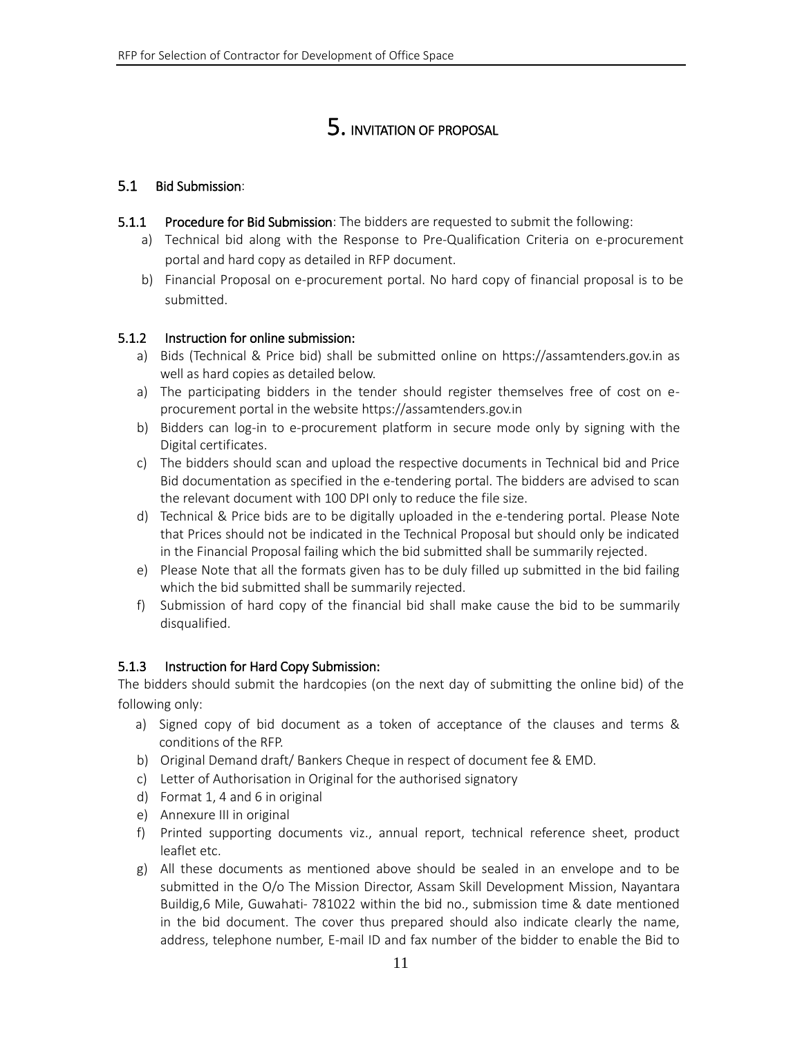# 5. INVITATION OF PROPOSAL

## 5.1 Bid Submission:

**5.1.1 Procedure for Bid Submission**: The bidders are requested to submit the following:

a) Technical bid along with the Response to Pre-Qualification Criteria on e-procurement portal and hard copy as detailed in RFP document.

b) Financial Proposal on e-procurement portal. No hard copy of financial proposal is to be submitted.

### 5.1.2 Instruction for online submission:

a) Bids (Technical & Price bid) shall be submitted online on https://assamtenders.gov.in as well as hard copies as detailed below.

a) The participating bidders in the tender should register themselves free of cost on e-procurement portal in the website https://assamtenders.gov.in

b) Bidders can log-in to e-procurement platform in secure mode only by signing with the Digital certificates.

c) The bidders should scan and upload the respective documents in Technical bid and Price Bid documentation as specified in the e-tendering portal. The bidders are advised to scan the relevant document with 100 DPI only to reduce the file size.

d) Technical & Price bids are to be digitally uploaded in the e-tendering portal. Please Note that Prices should not be indicated in the Technical Proposal but should only be indicated in the Financial Proposal failing which the bid submitted shall be summarily rejected.

e) Please Note that all the formats given has to be duly filled up submitted in the bid failing which the bid submitted shall be summarily rejected.

f) Submission of hard copy of the financial bid shall make cause the bid to be summarily disqualified.

### 5.1.3 Instruction for Hard Copy Submission:

The bidders should submit the hardcopies (on the next day of submitting the online bid) of the following only:

a) Signed copy of bid document as a token of acceptance of the clauses and terms & conditions of the RFP.

b) Original Demand draft/ Bankers Cheque in respect of document fee & EMD.

c) Letter of Authorisation in Original for the authorised signatory

d) Format 1, 4 and 6 in original

e) Annexure III in original

f) Printed supporting documents viz., annual report, technical reference sheet, product leaflet etc.

g) All these documents as mentioned above should be sealed in an envelope and to be submitted in the O/o The Mission Director, Assam Skill Development Mission, Nayantara Buildig,6 Mile, Guwahati- 781022 within the bid no., submission time & date mentioned in the bid document. The cover thus prepared should also indicate clearly the name, address, telephone number, E-mail ID and fax number of the bidder to enable the Bid to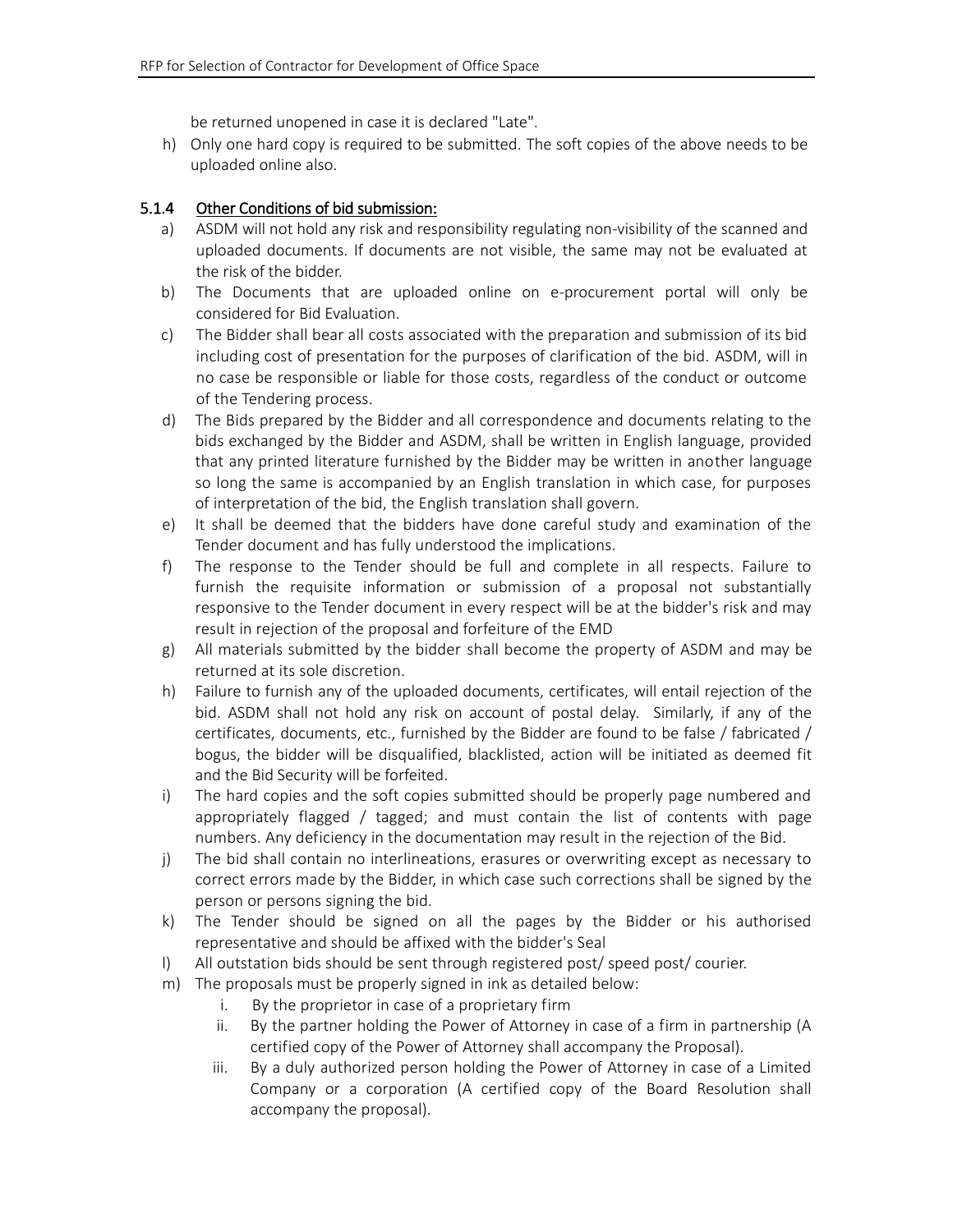be returned unopened in case it is declared "Late".

h) Only one hard copy is required to be submitted. The soft copies of the above needs to be uploaded online also.

### 5.1.4 Other Conditions of bid submission:

a) ASDM will not hold any risk and responsibility regulating non-visibility of the scanned and uploaded documents. If documents are not visible, the same may not be evaluated at the risk of the bidder.

b) The Documents that are uploaded online on e-procurement portal will only be considered for Bid Evaluation.

c) The Bidder shall bear all costs associated with the preparation and submission of its bid including cost of presentation for the purposes of clarification of the bid. ASDM, will in no case be responsible or liable for those costs, regardless of the conduct or outcome of the Tendering process.

d) The Bids prepared by the Bidder and all correspondence and documents relating to the bids exchanged by the Bidder and ASDM, shall be written in English language, provided that any printed literature furnished by the Bidder may be written in another language so long the same is accompanied by an English translation in which case, for purposes of interpretation of the bid, the English translation shall govern.

e) It shall be deemed that the bidders have done careful study and examination of the Tender document and has fully understood the implications.

f) The response to the Tender should be full and complete in all respects. Failure to furnish the requisite information or submission of a proposal not substantially responsive to the Tender document in every respect will be at the bidder's risk and may result in rejection of the proposal and forfeiture of the EMD

g) All materials submitted by the bidder shall become the property of ASDM and may be returned at its sole discretion.

h) Failure to furnish any of the uploaded documents, certificates, will entail rejection of the bid. ASDM shall not hold any risk on account of postal delay. Similarly, if any of the certificates, documents, etc., furnished by the Bidder are found to be false / fabricated / bogus, the bidder will be disqualified, blacklisted, action will be initiated as deemed fit and the Bid Security will be forfeited.

i) The hard copies and the soft copies submitted should be properly page numbered and appropriately flagged / tagged; and must contain the list of contents with page numbers. Any deficiency in the documentation may result in the rejection of the Bid.

j) The bid shall contain no interlineations, erasures or overwriting except as necessary to correct errors made by the Bidder, in which case such corrections shall be signed by the person or persons signing the bid.

k) The Tender should be signed on all the pages by the Bidder or his authorised representative and should be affixed with the bidder's Seal

l) All outstation bids should be sent through registered post/ speed post/ courier.

m) The proposals must be properly signed in ink as detailed below:

   i. By the proprietor in case of a proprietary firm

   ii. By the partner holding the Power of Attorney in case of a firm in partnership (A certified copy of the Power of Attorney shall accompany the Proposal).

   iii. By a duly authorized person holding the Power of Attorney in case of a Limited Company or a corporation (A certified copy of the Board Resolution shall accompany the proposal).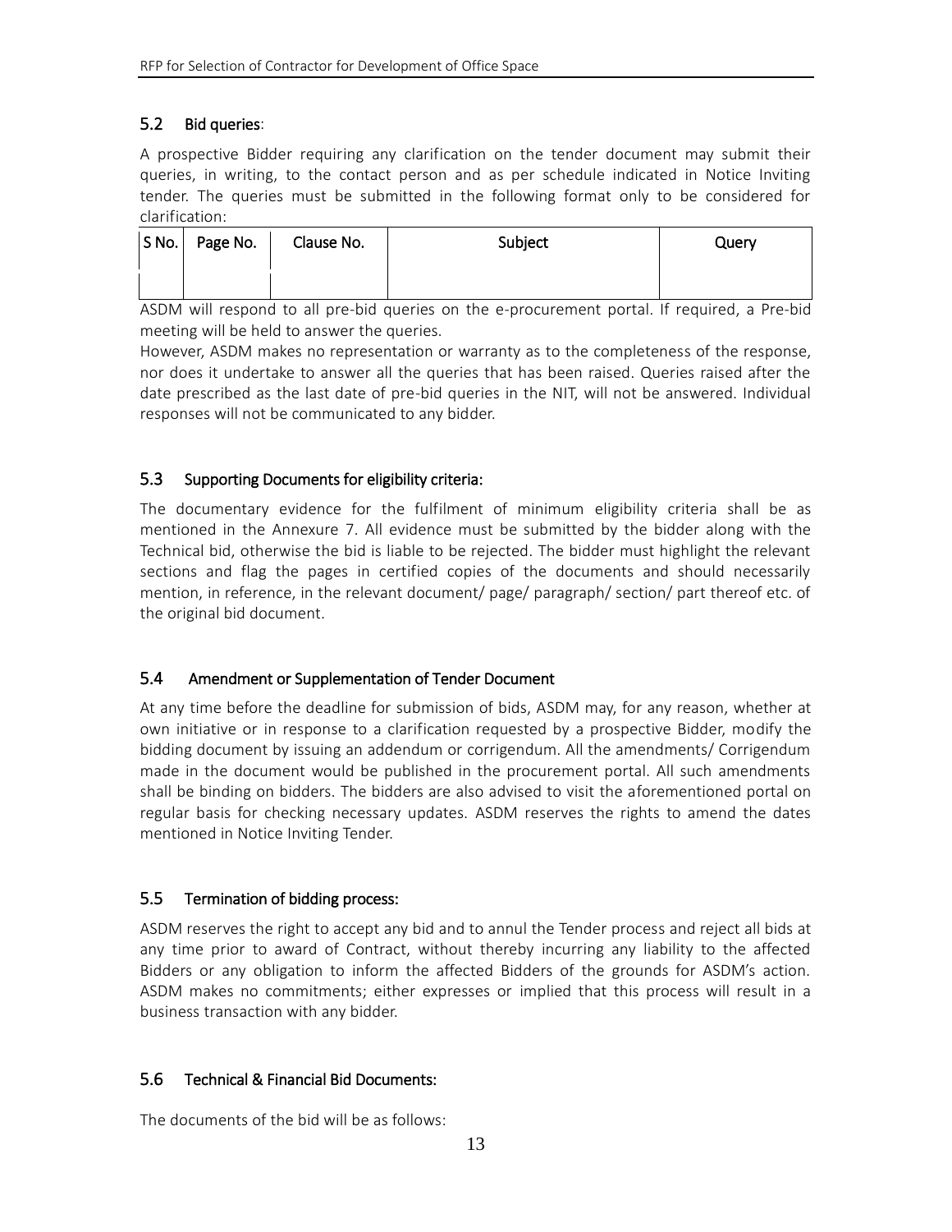## 5.2 Bid queries:

A prospective Bidder requiring any clarification on the tender document may submit their queries, in writing, to the contact person and as per schedule indicated in Notice Inviting tender. The queries must be submitted in the following format only to be considered for clarification:

| S No. | Page No. | Clause No. | Subject | Query |
|---|---|---|---|---|
| | | | | |

ASDM will respond to all pre-bid queries on the e-procurement portal. If required, a Pre-bid meeting will be held to answer the queries.

However, ASDM makes no representation or warranty as to the completeness of the response, nor does it undertake to answer all the queries that has been raised. Queries raised after the date prescribed as the last date of pre-bid queries in the NIT, will not be answered. Individual responses will not be communicated to any bidder.

## 5.3 Supporting Documents for eligibility criteria:

The documentary evidence for the fulfilment of minimum eligibility criteria shall be as mentioned in the Annexure 7. All evidence must be submitted by the bidder along with the Technical bid, otherwise the bid is liable to be rejected. The bidder must highlight the relevant sections and flag the pages in certified copies of the documents and should necessarily mention, in reference, in the relevant document/ page/ paragraph/ section/ part thereof etc. of the original bid document.

## 5.4 Amendment or Supplementation of Tender Document

At any time before the deadline for submission of bids, ASDM may, for any reason, whether at own initiative or in response to a clarification requested by a prospective Bidder, modify the bidding document by issuing an addendum or corrigendum. All the amendments/ Corrigendum made in the document would be published in the procurement portal. All such amendments shall be binding on bidders. The bidders are also advised to visit the aforementioned portal on regular basis for checking necessary updates. ASDM reserves the rights to amend the dates mentioned in Notice Inviting Tender.

## 5.5 Termination of bidding process:

ASDM reserves the right to accept any bid and to annul the Tender process and reject all bids at any time prior to award of Contract, without thereby incurring any liability to the affected Bidders or any obligation to inform the affected Bidders of the grounds for ASDM's action. ASDM makes no commitments; either expresses or implied that this process will result in a business transaction with any bidder.

## 5.6 Technical & Financial Bid Documents:

The documents of the bid will be as follows: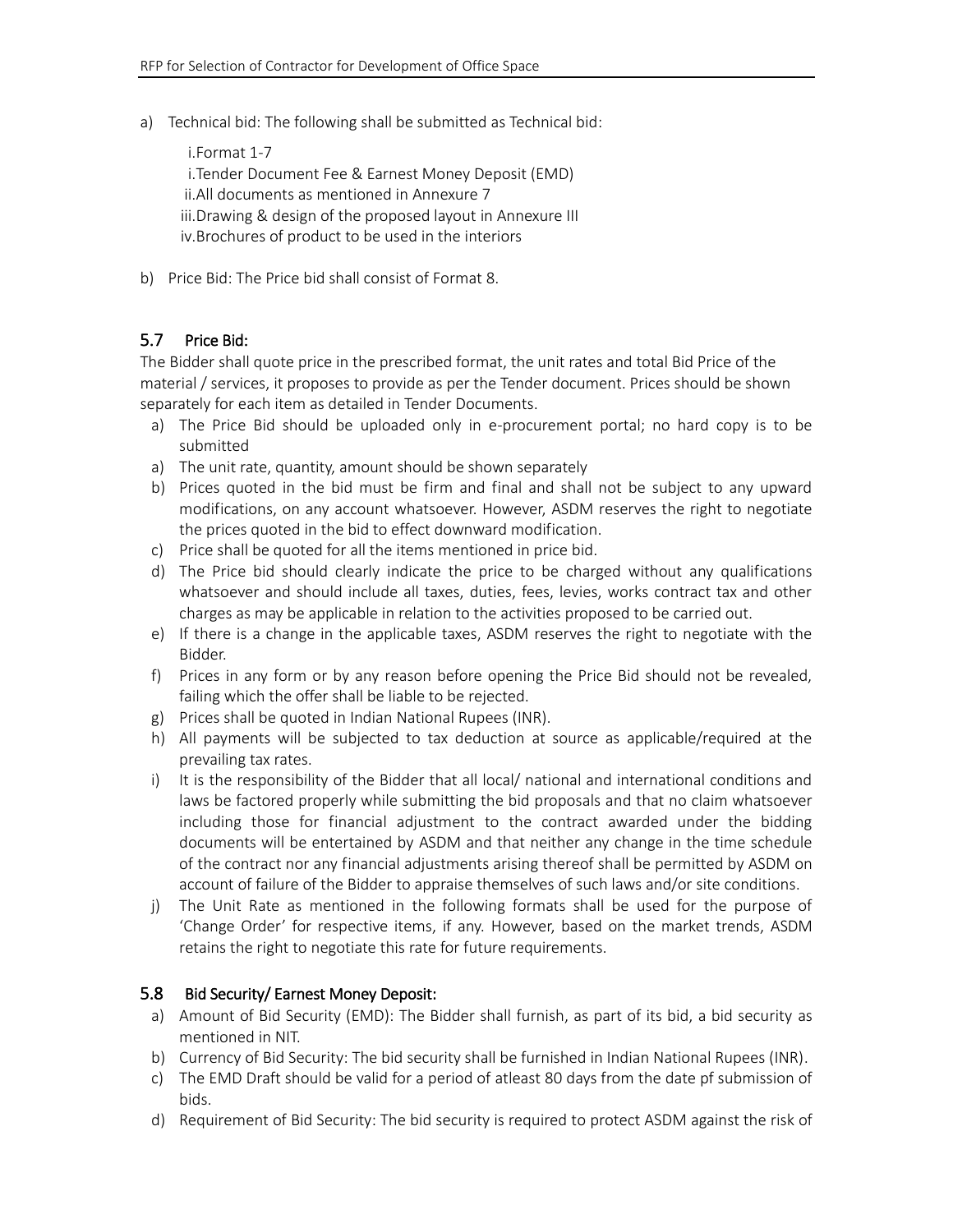a) Technical bid: The following shall be submitted as Technical bid:

    i. Format 1-7
    i. Tender Document Fee & Earnest Money Deposit (EMD)
    ii. All documents as mentioned in Annexure 7
    iii. Drawing & design of the proposed layout in Annexure III
    iv. Brochures of product to be used in the interiors

b) Price Bid: The Price bid shall consist of Format 8.

## 5.7 Price Bid:

The Bidder shall quote price in the prescribed format, the unit rates and total Bid Price of the material / services, it proposes to provide as per the Tender document. Prices should be shown separately for each item as detailed in Tender Documents.

a) The Price Bid should be uploaded only in e-procurement portal; no hard copy is to be submitted
a) The unit rate, quantity, amount should be shown separately
b) Prices quoted in the bid must be firm and final and shall not be subject to any upward modifications, on any account whatsoever. However, ASDM reserves the right to negotiate the prices quoted in the bid to effect downward modification.
c) Price shall be quoted for all the items mentioned in price bid.
d) The Price bid should clearly indicate the price to be charged without any qualifications whatsoever and should include all taxes, duties, fees, levies, works contract tax and other charges as may be applicable in relation to the activities proposed to be carried out.
e) If there is a change in the applicable taxes, ASDM reserves the right to negotiate with the Bidder.
f) Prices in any form or by any reason before opening the Price Bid should not be revealed, failing which the offer shall be liable to be rejected.
g) Prices shall be quoted in Indian National Rupees (INR).
h) All payments will be subjected to tax deduction at source as applicable/required at the prevailing tax rates.
i) It is the responsibility of the Bidder that all local/ national and international conditions and laws be factored properly while submitting the bid proposals and that no claim whatsoever including those for financial adjustment to the contract awarded under the bidding documents will be entertained by ASDM and that neither any change in the time schedule of the contract nor any financial adjustments arising thereof shall be permitted by ASDM on account of failure of the Bidder to appraise themselves of such laws and/or site conditions.
j) The Unit Rate as mentioned in the following formats shall be used for the purpose of 'Change Order' for respective items, if any. However, based on the market trends, ASDM retains the right to negotiate this rate for future requirements.

## 5.8 Bid Security/ Earnest Money Deposit:

a) Amount of Bid Security (EMD): The Bidder shall furnish, as part of its bid, a bid security as mentioned in NIT.
b) Currency of Bid Security: The bid security shall be furnished in Indian National Rupees (INR).
c) The EMD Draft should be valid for a period of atleast 80 days from the date pf submission of bids.
d) Requirement of Bid Security: The bid security is required to protect ASDM against the risk of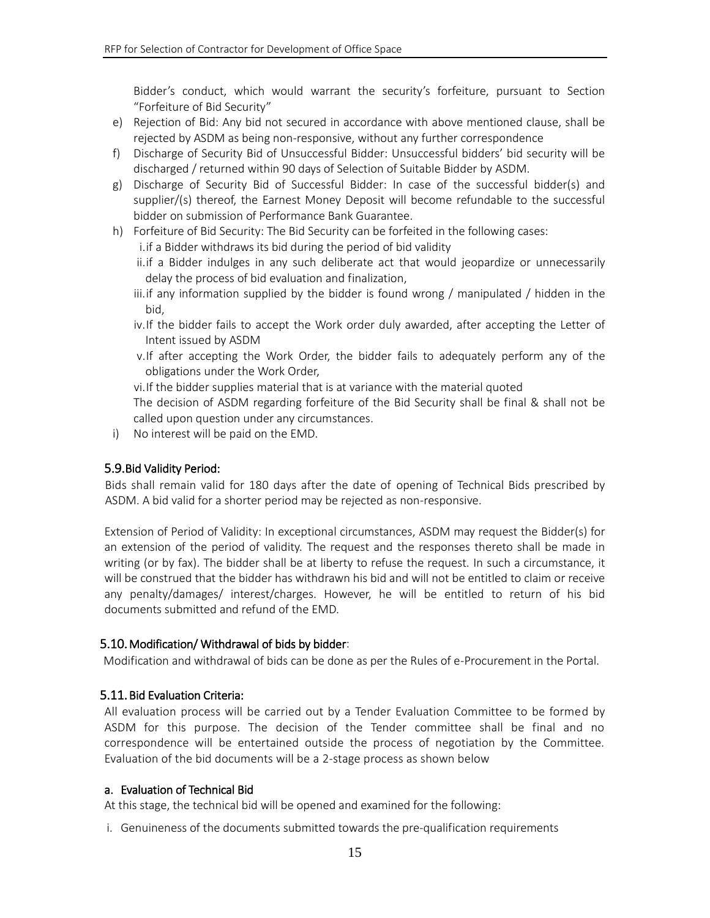Bidder's conduct, which would warrant the security's forfeiture, pursuant to Section "Forfeiture of Bid Security"

e) Rejection of Bid: Any bid not secured in accordance with above mentioned clause, shall be rejected by ASDM as being non-responsive, without any further correspondence
f) Discharge of Security Bid of Unsuccessful Bidder: Unsuccessful bidders' bid security will be discharged / returned within 90 days of Selection of Suitable Bidder by ASDM.
g) Discharge of Security Bid of Successful Bidder: In case of the successful bidder(s) and supplier/(s) thereof, the Earnest Money Deposit will become refundable to the successful bidder on submission of Performance Bank Guarantee.
h) Forfeiture of Bid Security: The Bid Security can be forfeited in the following cases:
   i. if a Bidder withdraws its bid during the period of bid validity
   ii. if a Bidder indulges in any such deliberate act that would jeopardize or unnecessarily delay the process of bid evaluation and finalization,
   iii. if any information supplied by the bidder is found wrong / manipulated / hidden in the bid,
   iv. If the bidder fails to accept the Work order duly awarded, after accepting the Letter of Intent issued by ASDM
   v. If after accepting the Work Order, the bidder fails to adequately perform any of the obligations under the Work Order,
   vi. If the bidder supplies material that is at variance with the material quoted

   The decision of ASDM regarding forfeiture of the Bid Security shall be final & shall not be called upon question under any circumstances.
i) No interest will be paid on the EMD.

### 5.9. Bid Validity Period:

Bids shall remain valid for 180 days after the date of opening of Technical Bids prescribed by ASDM. A bid valid for a shorter period may be rejected as non-responsive.

Extension of Period of Validity: In exceptional circumstances, ASDM may request the Bidder(s) for an extension of the period of validity. The request and the responses thereto shall be made in writing (or by fax). The bidder shall be at liberty to refuse the request. In such a circumstance, it will be construed that the bidder has withdrawn his bid and will not be entitled to claim or receive any penalty/damages/ interest/charges. However, he will be entitled to return of his bid documents submitted and refund of the EMD.

### 5.10. Modification/ Withdrawal of bids by bidder:

Modification and withdrawal of bids can be done as per the Rules of e-Procurement in the Portal.

### 5.11. Bid Evaluation Criteria:

All evaluation process will be carried out by a Tender Evaluation Committee to be formed by ASDM for this purpose. The decision of the Tender committee shall be final and no correspondence will be entertained outside the process of negotiation by the Committee. Evaluation of the bid documents will be a 2-stage process as shown below

#### a. Evaluation of Technical Bid

At this stage, the technical bid will be opened and examined for the following:

i. Genuineness of the documents submitted towards the pre-qualification requirements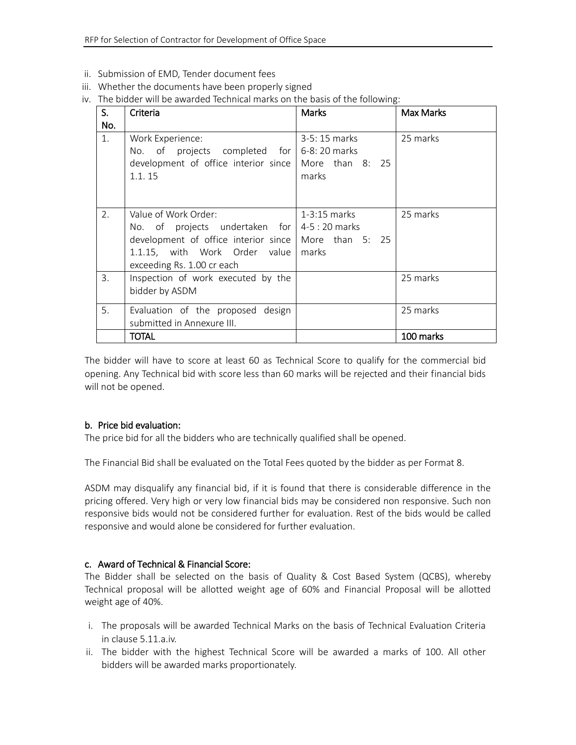ii. Submission of EMD, Tender document fees
iii. Whether the documents have been properly signed
iv. The bidder will be awarded Technical marks on the basis of the following:

| S. No. | Criteria | Marks | Max Marks |
|---|---|---|---|
| 1. | Work Experience:<br>No. of projects completed for development of office interior since 1.1. 15 | 3-5: 15 marks<br>6-8: 20 marks<br>More than 8: 25 marks | 25 marks |
| 2. | Value of Work Order:<br>No. of projects undertaken for development of office interior since 1.1.15, with Work Order value exceeding Rs. 1.00 cr each | 1-3:15 marks<br>4-5 : 20 marks<br>More than 5: 25 marks | 25 marks |
| 3. | Inspection of work executed by the bidder by ASDM | | 25 marks |
| 5. | Evaluation of the proposed design submitted in Annexure III. | | 25 marks |
| | TOTAL | | 100 marks |

The bidder will have to score at least 60 as Technical Score to qualify for the commercial bid opening. Any Technical bid with score less than 60 marks will be rejected and their financial bids will not be opened.

### b. Price bid evaluation:

The price bid for all the bidders who are technically qualified shall be opened.

The Financial Bid shall be evaluated on the Total Fees quoted by the bidder as per Format 8.

ASDM may disqualify any financial bid, if it is found that there is considerable difference in the pricing offered. Very high or very low financial bids may be considered non responsive. Such non responsive bids would not be considered further for evaluation. Rest of the bids would be called responsive and would alone be considered for further evaluation.

### c. Award of Technical & Financial Score:

The Bidder shall be selected on the basis of Quality & Cost Based System (QCBS), whereby Technical proposal will be allotted weight age of 60% and Financial Proposal will be allotted weight age of 40%.

i. The proposals will be awarded Technical Marks on the basis of Technical Evaluation Criteria in clause 5.11.a.iv.
ii. The bidder with the highest Technical Score will be awarded a marks of 100. All other bidders will be awarded marks proportionately.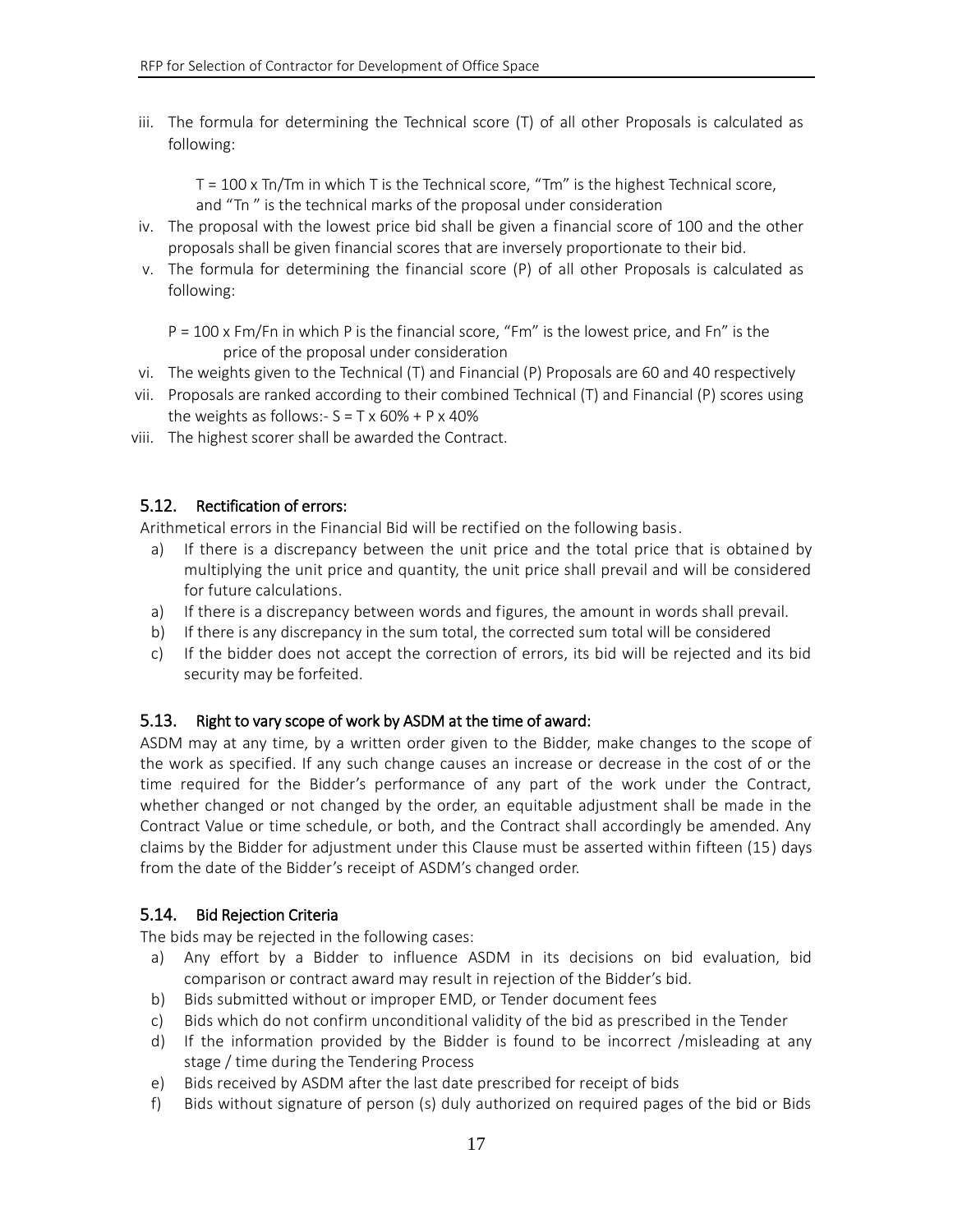iii. The formula for determining the Technical score (T) of all other Proposals is calculated as following:

   $T = 100 \times Tn/Tm$ in which T is the Technical score, "Tm" is the highest Technical score, and "Tn " is the technical marks of the proposal under consideration

iv. The proposal with the lowest price bid shall be given a financial score of 100 and the other proposals shall be given financial scores that are inversely proportionate to their bid.

v. The formula for determining the financial score (P) of all other Proposals is calculated as following:

   $P = 100 \times Fm/Fn$ in which P is the financial score, "Fm" is the lowest price, and Fn" is the price of the proposal under consideration

vi. The weights given to the Technical (T) and Financial (P) Proposals are 60 and 40 respectively

vii. Proposals are ranked according to their combined Technical (T) and Financial (P) scores using the weights as follows:- $S = T \times 60\% + P \times 40\%$

viii. The highest scorer shall be awarded the Contract.

## 5.12. Rectification of errors:

Arithmetical errors in the Financial Bid will be rectified on the following basis.

a) If there is a discrepancy between the unit price and the total price that is obtained by multiplying the unit price and quantity, the unit price shall prevail and will be considered for future calculations.

a) If there is a discrepancy between words and figures, the amount in words shall prevail.

b) If there is any discrepancy in the sum total, the corrected sum total will be considered

c) If the bidder does not accept the correction of errors, its bid will be rejected and its bid security may be forfeited.

## 5.13. Right to vary scope of work by ASDM at the time of award:

ASDM may at any time, by a written order given to the Bidder, make changes to the scope of the work as specified. If any such change causes an increase or decrease in the cost of or the time required for the Bidder's performance of any part of the work under the Contract, whether changed or not changed by the order, an equitable adjustment shall be made in the Contract Value or time schedule, or both, and the Contract shall accordingly be amended. Any claims by the Bidder for adjustment under this Clause must be asserted within fifteen (15) days from the date of the Bidder's receipt of ASDM's changed order.

## 5.14. Bid Rejection Criteria

The bids may be rejected in the following cases:

a) Any effort by a Bidder to influence ASDM in its decisions on bid evaluation, bid comparison or contract award may result in rejection of the Bidder's bid.

b) Bids submitted without or improper EMD, or Tender document fees

c) Bids which do not confirm unconditional validity of the bid as prescribed in the Tender

d) If the information provided by the Bidder is found to be incorrect /misleading at any stage / time during the Tendering Process

e) Bids received by ASDM after the last date prescribed for receipt of bids

f) Bids without signature of person (s) duly authorized on required pages of the bid or Bids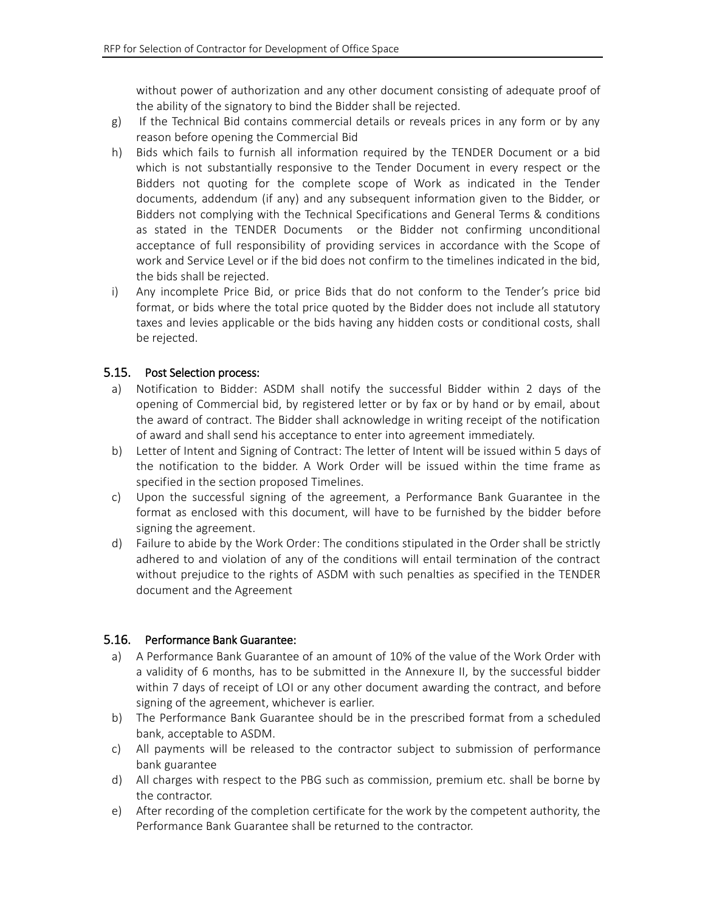without power of authorization and any other document consisting of adequate proof of the ability of the signatory to bind the Bidder shall be rejected.

g) If the Technical Bid contains commercial details or reveals prices in any form or by any reason before opening the Commercial Bid

h) Bids which fails to furnish all information required by the TENDER Document or a bid which is not substantially responsive to the Tender Document in every respect or the Bidders not quoting for the complete scope of Work as indicated in the Tender documents, addendum (if any) and any subsequent information given to the Bidder, or Bidders not complying with the Technical Specifications and General Terms & conditions as stated in the TENDER Documents or the Bidder not confirming unconditional acceptance of full responsibility of providing services in accordance with the Scope of work and Service Level or if the bid does not confirm to the timelines indicated in the bid, the bids shall be rejected.

i) Any incomplete Price Bid, or price Bids that do not conform to the Tender's price bid format, or bids where the total price quoted by the Bidder does not include all statutory taxes and levies applicable or the bids having any hidden costs or conditional costs, shall be rejected.

## 5.15. Post Selection process:

a) Notification to Bidder: ASDM shall notify the successful Bidder within 2 days of the opening of Commercial bid, by registered letter or by fax or by hand or by email, about the award of contract. The Bidder shall acknowledge in writing receipt of the notification of award and shall send his acceptance to enter into agreement immediately.

b) Letter of Intent and Signing of Contract: The letter of Intent will be issued within 5 days of the notification to the bidder. A Work Order will be issued within the time frame as specified in the section proposed Timelines.

c) Upon the successful signing of the agreement, a Performance Bank Guarantee in the format as enclosed with this document, will have to be furnished by the bidder before signing the agreement.

d) Failure to abide by the Work Order: The conditions stipulated in the Order shall be strictly adhered to and violation of any of the conditions will entail termination of the contract without prejudice to the rights of ASDM with such penalties as specified in the TENDER document and the Agreement

## 5.16. Performance Bank Guarantee:

a) A Performance Bank Guarantee of an amount of 10% of the value of the Work Order with a validity of 6 months, has to be submitted in the Annexure II, by the successful bidder within 7 days of receipt of LOI or any other document awarding the contract, and before signing of the agreement, whichever is earlier.

b) The Performance Bank Guarantee should be in the prescribed format from a scheduled bank, acceptable to ASDM.

c) All payments will be released to the contractor subject to submission of performance bank guarantee

d) All charges with respect to the PBG such as commission, premium etc. shall be borne by the contractor.

e) After recording of the completion certificate for the work by the competent authority, the Performance Bank Guarantee shall be returned to the contractor.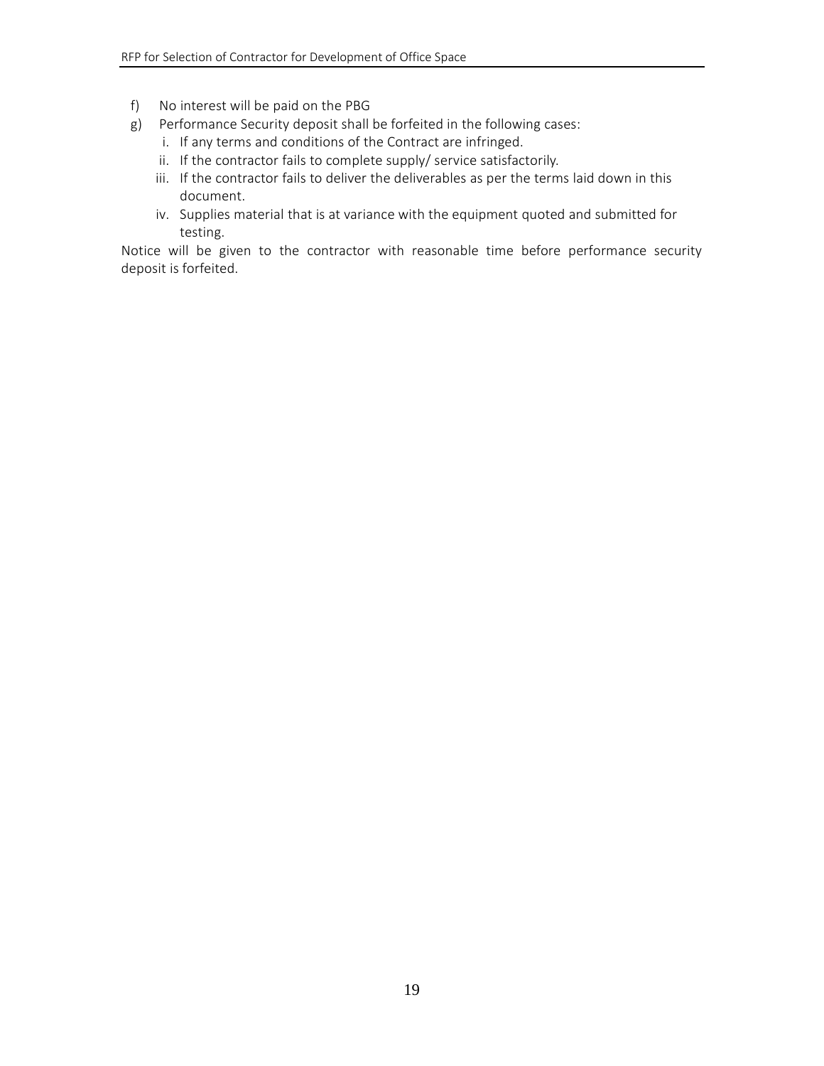f) No interest will be paid on the PBG

g) Performance Security deposit shall be forfeited in the following cases:

   i. If any terms and conditions of the Contract are infringed.
   ii. If the contractor fails to complete supply/ service satisfactorily.
   iii. If the contractor fails to deliver the deliverables as per the terms laid down in this document.
   iv. Supplies material that is at variance with the equipment quoted and submitted for testing.

Notice will be given to the contractor with reasonable time before performance security deposit is forfeited.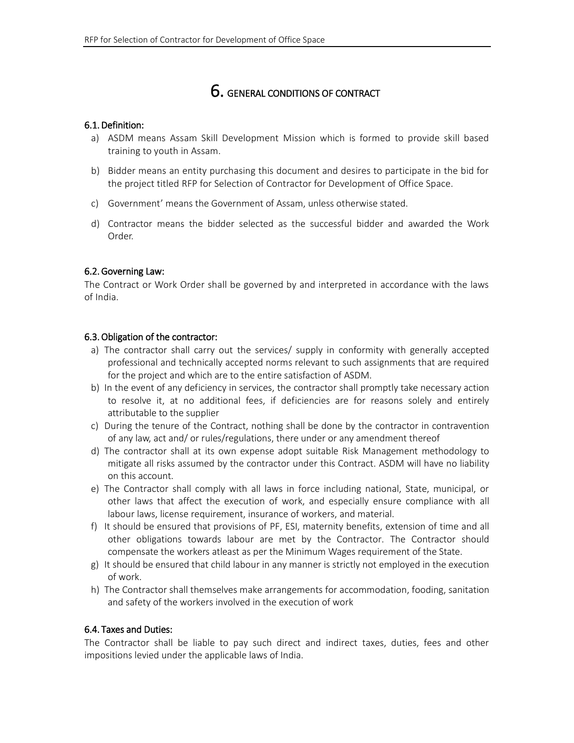# 6. GENERAL CONDITIONS OF CONTRACT

## 6.1. Definition:

a) ASDM means Assam Skill Development Mission which is formed to provide skill based training to youth in Assam.

b) Bidder means an entity purchasing this document and desires to participate in the bid for the project titled RFP for Selection of Contractor for Development of Office Space.

c) Government' means the Government of Assam, unless otherwise stated.

d) Contractor means the bidder selected as the successful bidder and awarded the Work Order.

## 6.2. Governing Law:

The Contract or Work Order shall be governed by and interpreted in accordance with the laws of India.

## 6.3. Obligation of the contractor:

a) The contractor shall carry out the services/ supply in conformity with generally accepted professional and technically accepted norms relevant to such assignments that are required for the project and which are to the entire satisfaction of ASDM.
b) In the event of any deficiency in services, the contractor shall promptly take necessary action to resolve it, at no additional fees, if deficiencies are for reasons solely and entirely attributable to the supplier
c) During the tenure of the Contract, nothing shall be done by the contractor in contravention of any law, act and/ or rules/regulations, there under or any amendment thereof
d) The contractor shall at its own expense adopt suitable Risk Management methodology to mitigate all risks assumed by the contractor under this Contract. ASDM will have no liability on this account.
e) The Contractor shall comply with all laws in force including national, State, municipal, or other laws that affect the execution of work, and especially ensure compliance with all labour laws, license requirement, insurance of workers, and material.
f) It should be ensured that provisions of PF, ESI, maternity benefits, extension of time and all other obligations towards labour are met by the Contractor. The Contractor should compensate the workers atleast as per the Minimum Wages requirement of the State.
g) It should be ensured that child labour in any manner is strictly not employed in the execution of work.
h) The Contractor shall themselves make arrangements for accommodation, fooding, sanitation and safety of the workers involved in the execution of work

## 6.4. Taxes and Duties:

The Contractor shall be liable to pay such direct and indirect taxes, duties, fees and other impositions levied under the applicable laws of India.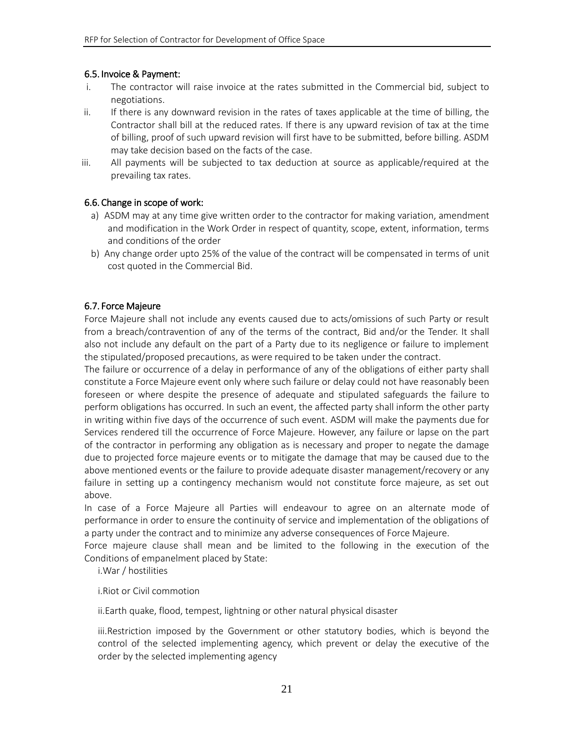### 6.5. Invoice & Payment:

i. The contractor will raise invoice at the rates submitted in the Commercial bid, subject to negotiations.

ii. If there is any downward revision in the rates of taxes applicable at the time of billing, the Contractor shall bill at the reduced rates. If there is any upward revision of tax at the time of billing, proof of such upward revision will first have to be submitted, before billing. ASDM may take decision based on the facts of the case.

iii. All payments will be subjected to tax deduction at source as applicable/required at the prevailing tax rates.

### 6.6. Change in scope of work:

a) ASDM may at any time give written order to the contractor for making variation, amendment and modification in the Work Order in respect of quantity, scope, extent, information, terms and conditions of the order

b) Any change order upto 25% of the value of the contract will be compensated in terms of unit cost quoted in the Commercial Bid.

### 6.7. Force Majeure

Force Majeure shall not include any events caused due to acts/omissions of such Party or result from a breach/contravention of any of the terms of the contract, Bid and/or the Tender. It shall also not include any default on the part of a Party due to its negligence or failure to implement the stipulated/proposed precautions, as were required to be taken under the contract.

The failure or occurrence of a delay in performance of any of the obligations of either party shall constitute a Force Majeure event only where such failure or delay could not have reasonably been foreseen or where despite the presence of adequate and stipulated safeguards the failure to perform obligations has occurred. In such an event, the affected party shall inform the other party in writing within five days of the occurrence of such event. ASDM will make the payments due for Services rendered till the occurrence of Force Majeure. However, any failure or lapse on the part of the contractor in performing any obligation as is necessary and proper to negate the damage due to projected force majeure events or to mitigate the damage that may be caused due to the above mentioned events or the failure to provide adequate disaster management/recovery or any failure in setting up a contingency mechanism would not constitute force majeure, as set out above.

In case of a Force Majeure all Parties will endeavour to agree on an alternate mode of performance in order to ensure the continuity of service and implementation of the obligations of a party under the contract and to minimize any adverse consequences of Force Majeure.

Force majeure clause shall mean and be limited to the following in the execution of the Conditions of empanelment placed by State:

i.War / hostilities

i.Riot or Civil commotion

ii.Earth quake, flood, tempest, lightning or other natural physical disaster

iii.Restriction imposed by the Government or other statutory bodies, which is beyond the control of the selected implementing agency, which prevent or delay the executive of the order by the selected implementing agency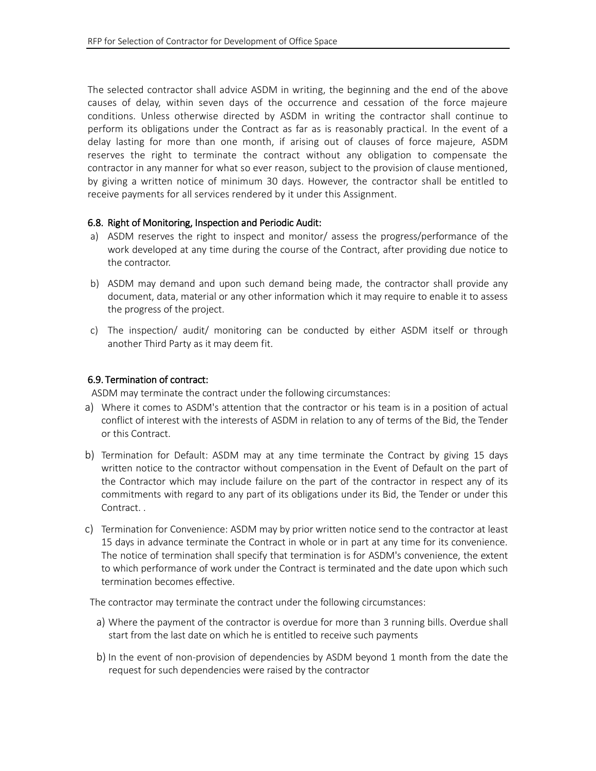The selected contractor shall advice ASDM in writing, the beginning and the end of the above causes of delay, within seven days of the occurrence and cessation of the force majeure conditions. Unless otherwise directed by ASDM in writing the contractor shall continue to perform its obligations under the Contract as far as is reasonably practical. In the event of a delay lasting for more than one month, if arising out of clauses of force majeure, ASDM reserves the right to terminate the contract without any obligation to compensate the contractor in any manner for what so ever reason, subject to the provision of clause mentioned, by giving a written notice of minimum 30 days. However, the contractor shall be entitled to receive payments for all services rendered by it under this Assignment.

### 6.8. Right of Monitoring, Inspection and Periodic Audit:

a) ASDM reserves the right to inspect and monitor/ assess the progress/performance of the work developed at any time during the course of the Contract, after providing due notice to the contractor.

b) ASDM may demand and upon such demand being made, the contractor shall provide any document, data, material or any other information which it may require to enable it to assess the progress of the project.

c) The inspection/ audit/ monitoring can be conducted by either ASDM itself or through another Third Party as it may deem fit.

### 6.9. Termination of contract:

ASDM may terminate the contract under the following circumstances:

a) Where it comes to ASDM's attention that the contractor or his team is in a position of actual conflict of interest with the interests of ASDM in relation to any of terms of the Bid, the Tender or this Contract.

b) Termination for Default: ASDM may at any time terminate the Contract by giving 15 days written notice to the contractor without compensation in the Event of Default on the part of the Contractor which may include failure on the part of the contractor in respect any of its commitments with regard to any part of its obligations under its Bid, the Tender or under this Contract. .

c) Termination for Convenience: ASDM may by prior written notice send to the contractor at least 15 days in advance terminate the Contract in whole or in part at any time for its convenience. The notice of termination shall specify that termination is for ASDM's convenience, the extent to which performance of work under the Contract is terminated and the date upon which such termination becomes effective.

The contractor may terminate the contract under the following circumstances:

a) Where the payment of the contractor is overdue for more than 3 running bills. Overdue shall start from the last date on which he is entitled to receive such payments

b) In the event of non-provision of dependencies by ASDM beyond 1 month from the date the request for such dependencies were raised by the contractor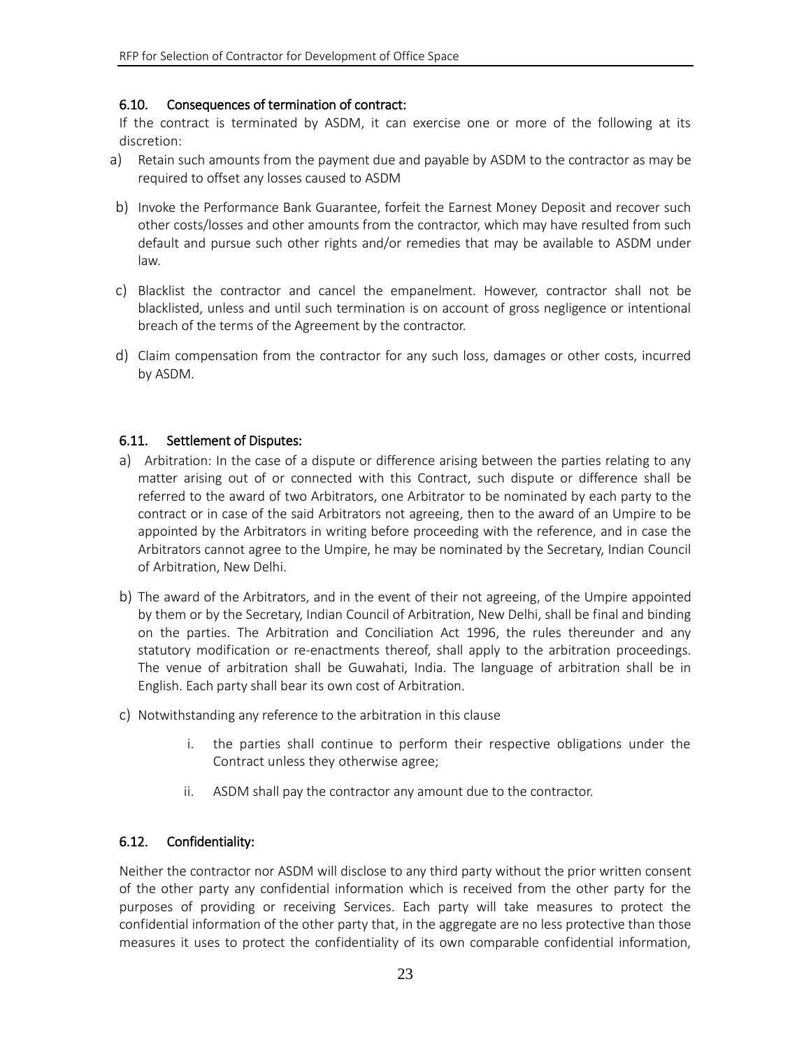### 6.10. Consequences of termination of contract:

If the contract is terminated by ASDM, it can exercise one or more of the following at its discretion:

a) Retain such amounts from the payment due and payable by ASDM to the contractor as may be required to offset any losses caused to ASDM

b) Invoke the Performance Bank Guarantee, forfeit the Earnest Money Deposit and recover such other costs/losses and other amounts from the contractor, which may have resulted from such default and pursue such other rights and/or remedies that may be available to ASDM under law.

c) Blacklist the contractor and cancel the empanelment. However, contractor shall not be blacklisted, unless and until such termination is on account of gross negligence or intentional breach of the terms of the Agreement by the contractor.

d) Claim compensation from the contractor for any such loss, damages or other costs, incurred by ASDM.

### 6.11. Settlement of Disputes:

a) Arbitration: In the case of a dispute or difference arising between the parties relating to any matter arising out of or connected with this Contract, such dispute or difference shall be referred to the award of two Arbitrators, one Arbitrator to be nominated by each party to the contract or in case of the said Arbitrators not agreeing, then to the award of an Umpire to be appointed by the Arbitrators in writing before proceeding with the reference, and in case the Arbitrators cannot agree to the Umpire, he may be nominated by the Secretary, Indian Council of Arbitration, New Delhi.

b) The award of the Arbitrators, and in the event of their not agreeing, of the Umpire appointed by them or by the Secretary, Indian Council of Arbitration, New Delhi, shall be final and binding on the parties. The Arbitration and Conciliation Act 1996, the rules thereunder and any statutory modification or re-enactments thereof, shall apply to the arbitration proceedings. The venue of arbitration shall be Guwahati, India. The language of arbitration shall be in English. Each party shall bear its own cost of Arbitration.

c) Notwithstanding any reference to the arbitration in this clause

   i. the parties shall continue to perform their respective obligations under the Contract unless they otherwise agree;

   ii. ASDM shall pay the contractor any amount due to the contractor.

### 6.12. Confidentiality:

Neither the contractor nor ASDM will disclose to any third party without the prior written consent of the other party any confidential information which is received from the other party for the purposes of providing or receiving Services. Each party will take measures to protect the confidential information of the other party that, in the aggregate are no less protective than those measures it uses to protect the confidentiality of its own comparable confidential information,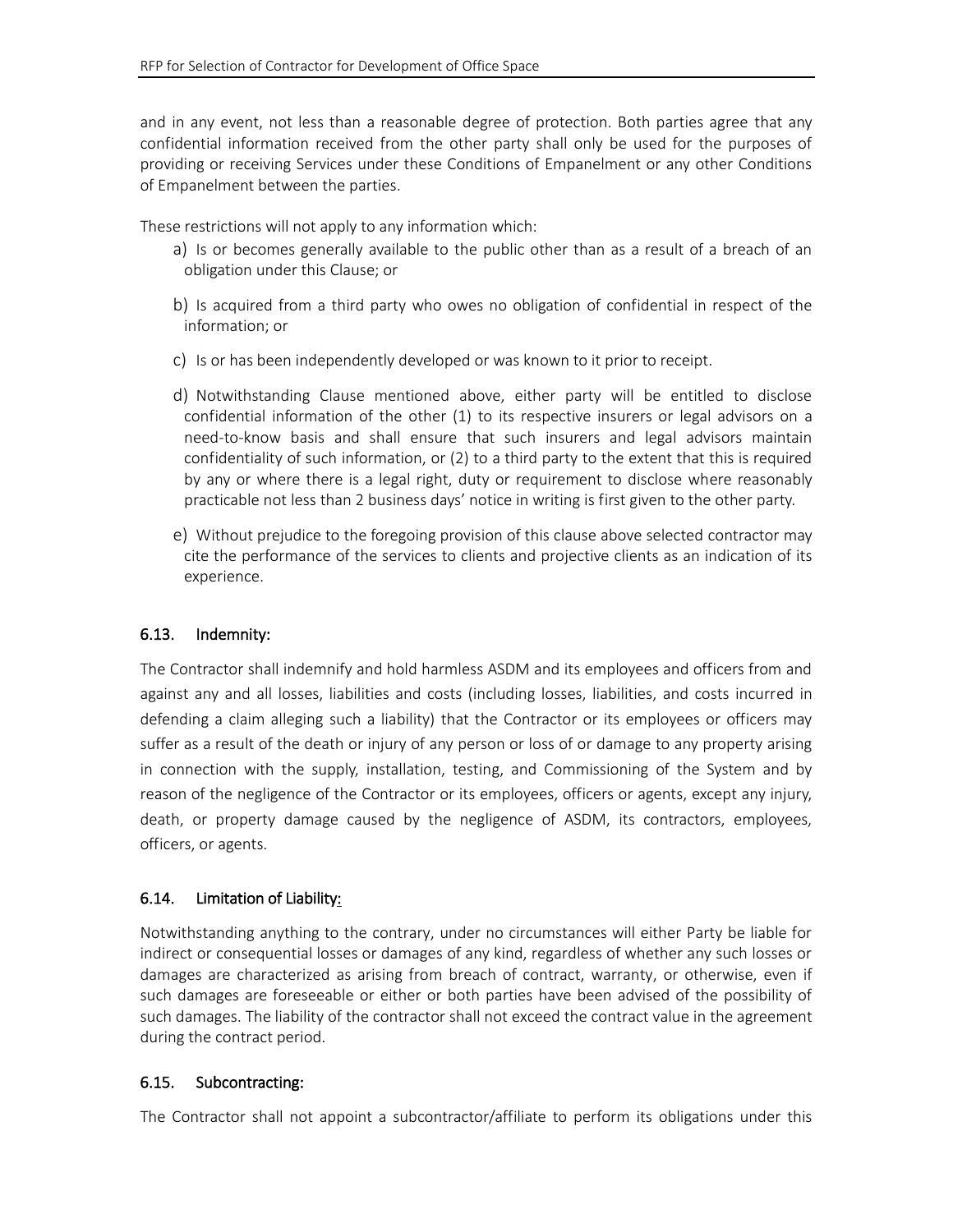and in any event, not less than a reasonable degree of protection. Both parties agree that any confidential information received from the other party shall only be used for the purposes of providing or receiving Services under these Conditions of Empanelment or any other Conditions of Empanelment between the parties.

These restrictions will not apply to any information which:

a) Is or becomes generally available to the public other than as a result of a breach of an obligation under this Clause; or

b) Is acquired from a third party who owes no obligation of confidential in respect of the information; or

c) Is or has been independently developed or was known to it prior to receipt.

d) Notwithstanding Clause mentioned above, either party will be entitled to disclose confidential information of the other (1) to its respective insurers or legal advisors on a need-to-know basis and shall ensure that such insurers and legal advisors maintain confidentiality of such information, or (2) to a third party to the extent that this is required by any or where there is a legal right, duty or requirement to disclose where reasonably practicable not less than 2 business days' notice in writing is first given to the other party.

e) Without prejudice to the foregoing provision of this clause above selected contractor may cite the performance of the services to clients and projective clients as an indication of its experience.

### 6.13. Indemnity:

The Contractor shall indemnify and hold harmless ASDM and its employees and officers from and against any and all losses, liabilities and costs (including losses, liabilities, and costs incurred in defending a claim alleging such a liability) that the Contractor or its employees or officers may suffer as a result of the death or injury of any person or loss of or damage to any property arising in connection with the supply, installation, testing, and Commissioning of the System and by reason of the negligence of the Contractor or its employees, officers or agents, except any injury, death, or property damage caused by the negligence of ASDM, its contractors, employees, officers, or agents.

### 6.14. Limitation of Liability:

Notwithstanding anything to the contrary, under no circumstances will either Party be liable for indirect or consequential losses or damages of any kind, regardless of whether any such losses or damages are characterized as arising from breach of contract, warranty, or otherwise, even if such damages are foreseeable or either or both parties have been advised of the possibility of such damages. The liability of the contractor shall not exceed the contract value in the agreement during the contract period.

### 6.15. Subcontracting:

The Contractor shall not appoint a subcontractor/affiliate to perform its obligations under this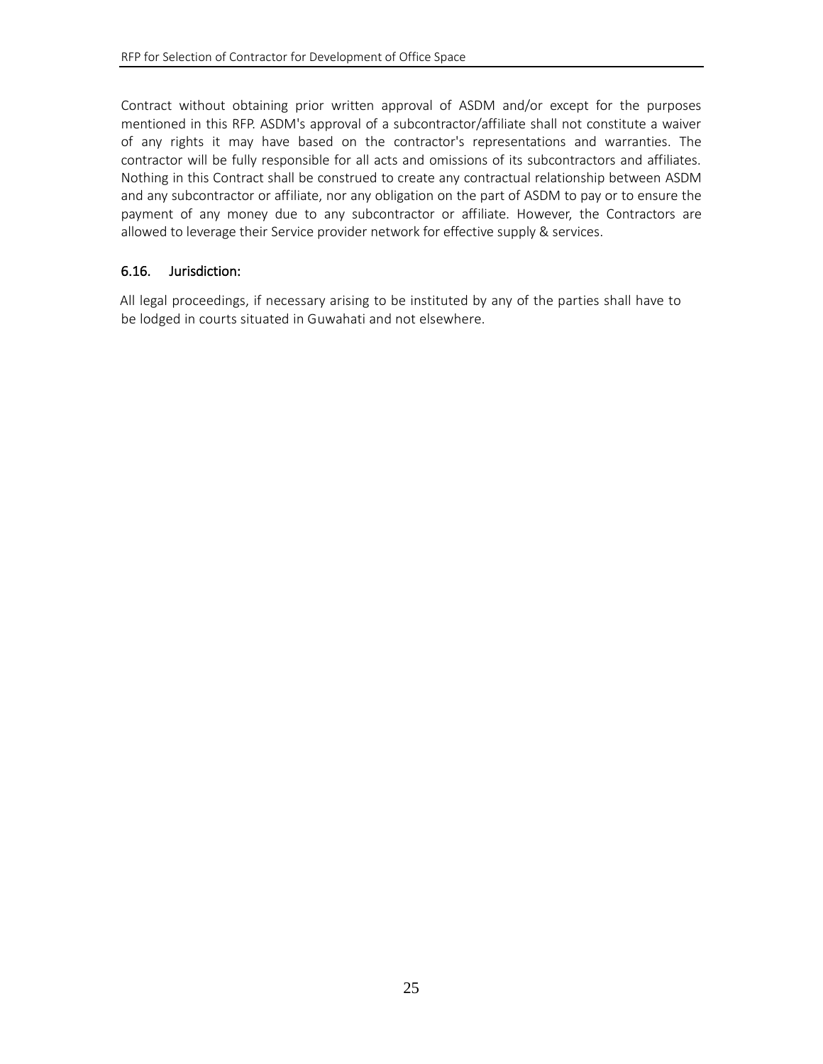Contract without obtaining prior written approval of ASDM and/or except for the purposes mentioned in this RFP. ASDM's approval of a subcontractor/affiliate shall not constitute a waiver of any rights it may have based on the contractor's representations and warranties. The contractor will be fully responsible for all acts and omissions of its subcontractors and affiliates. Nothing in this Contract shall be construed to create any contractual relationship between ASDM and any subcontractor or affiliate, nor any obligation on the part of ASDM to pay or to ensure the payment of any money due to any subcontractor or affiliate. However, the Contractors are allowed to leverage their Service provider network for effective supply & services.

### 6.16. Jurisdiction:

All legal proceedings, if necessary arising to be instituted by any of the parties shall have to be lodged in courts situated in Guwahati and not elsewhere.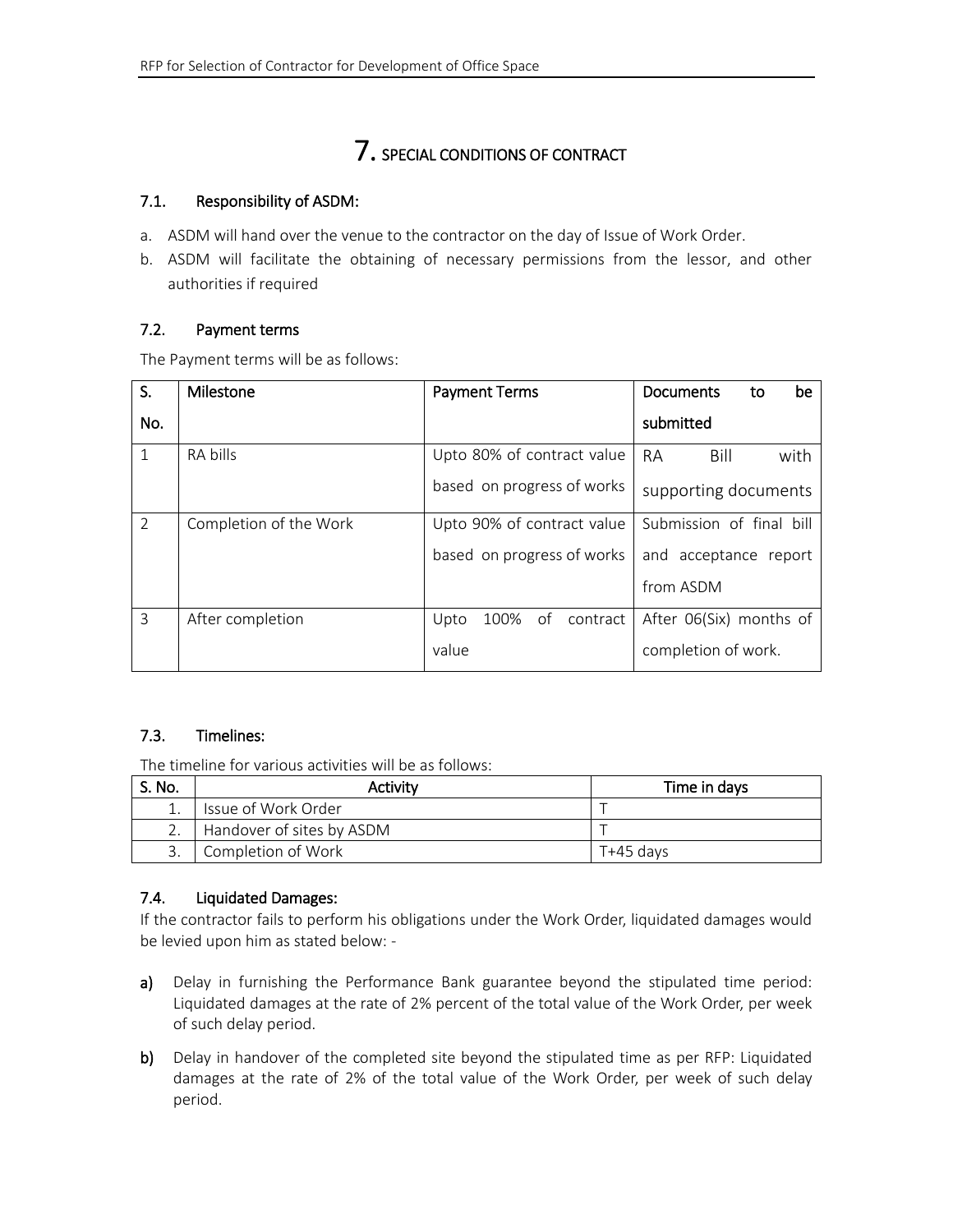# 7. SPECIAL CONDITIONS OF CONTRACT

## 7.1. Responsibility of ASDM:

a. ASDM will hand over the venue to the contractor on the day of Issue of Work Order.
b. ASDM will facilitate the obtaining of necessary permissions from the lessor, and other authorities if required

## 7.2. Payment terms

The Payment terms will be as follows:

| S. No. | Milestone | Payment Terms | Documents to be submitted |
|---|---|---|---|
| 1 | RA bills | Upto 80% of contract value based on progress of works | RA Bill with supporting documents |
| 2 | Completion of the Work | Upto 90% of contract value based on progress of works | Submission of final bill and acceptance report from ASDM |
| 3 | After completion | Upto 100% of contract value | After 06(Six) months of completion of work. |

## 7.3. Timelines:

The timeline for various activities will be as follows:

| S. No. | Activity | Time in days |
|---|---|---|
| 1. | Issue of Work Order | T |
| 2. | Handover of sites by ASDM | T |
| 3. | Completion of Work | T+45 days |

## 7.4. Liquidated Damages:

If the contractor fails to perform his obligations under the Work Order, liquidated damages would be levied upon him as stated below: -

**a)** Delay in furnishing the Performance Bank guarantee beyond the stipulated time period: Liquidated damages at the rate of 2% percent of the total value of the Work Order, per week of such delay period.

**b)** Delay in handover of the completed site beyond the stipulated time as per RFP: Liquidated damages at the rate of 2% of the total value of the Work Order, per week of such delay period.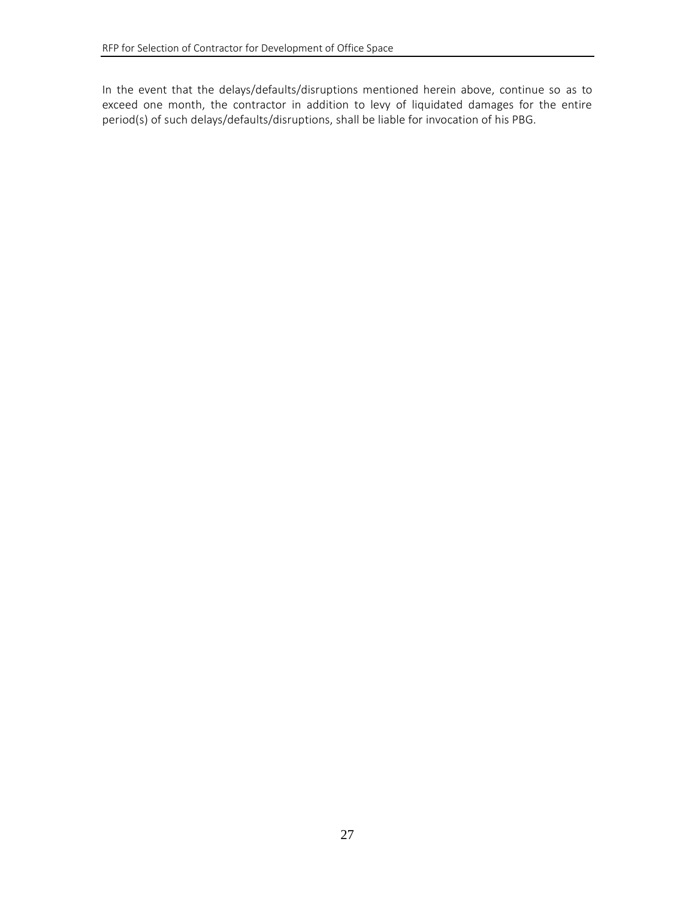In the event that the delays/defaults/disruptions mentioned herein above, continue so as to exceed one month, the contractor in addition to levy of liquidated damages for the entire period(s) of such delays/defaults/disruptions, shall be liable for invocation of his PBG.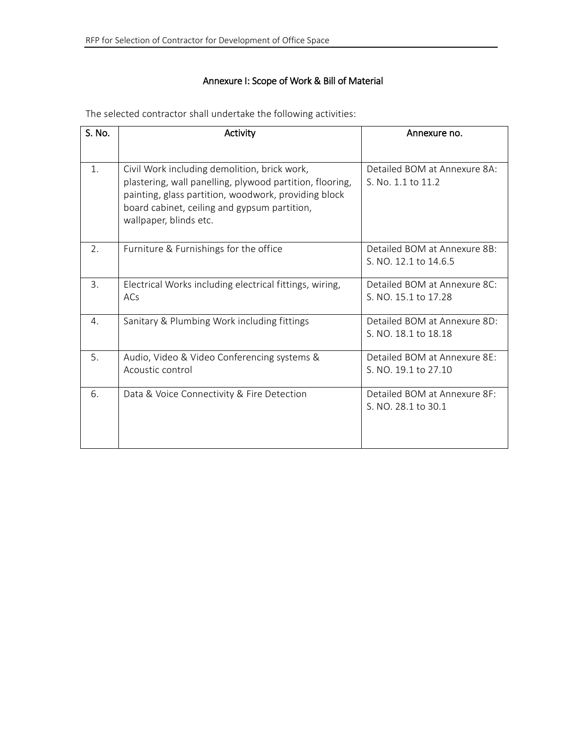## Annexure I: Scope of Work & Bill of Material

The selected contractor shall undertake the following activities:

| S. No. | Activity | Annexure no. |
|---|---|---|
| 1. | Civil Work including demolition, brick work, plastering, wall panelling, plywood partition, flooring, painting, glass partition, woodwork, providing block board cabinet, ceiling and gypsum partition, wallpaper, blinds etc. | Detailed BOM at Annexure 8A: S. No. 1.1 to 11.2 |
| 2. | Furniture & Furnishings for the office | Detailed BOM at Annexure 8B: S. NO. 12.1 to 14.6.5 |
| 3. | Electrical Works including electrical fittings, wiring, ACs | Detailed BOM at Annexure 8C: S. NO. 15.1 to 17.28 |
| 4. | Sanitary & Plumbing Work including fittings | Detailed BOM at Annexure 8D: S. NO. 18.1 to 18.18 |
| 5. | Audio, Video & Video Conferencing systems & Acoustic control | Detailed BOM at Annexure 8E: S. NO. 19.1 to 27.10 |
| 6. | Data & Voice Connectivity & Fire Detection | Detailed BOM at Annexure 8F: S. NO. 28.1 to 30.1 |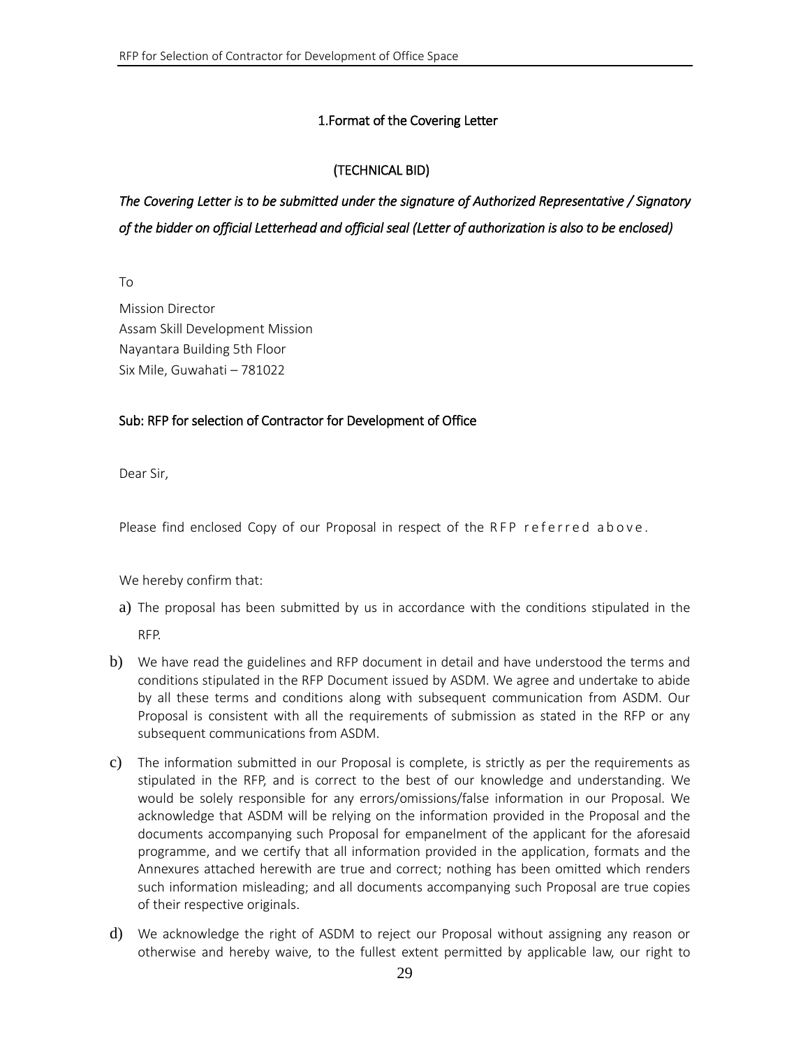## 1.Format of the Covering Letter

### (TECHNICAL BID)

*The Covering Letter is to be submitted under the signature of Authorized Representative / Signatory of the bidder on official Letterhead and official seal (Letter of authorization is also to be enclosed)*

To

Mission Director
Assam Skill Development Mission
Nayantara Building 5th Floor
Six Mile, Guwahati – 781022

Sub: RFP for selection of Contractor for Development of Office

Dear Sir,

Please find enclosed Copy of our Proposal in respect of the RFP referred above.

We hereby confirm that:

a) The proposal has been submitted by us in accordance with the conditions stipulated in the RFP.

b) We have read the guidelines and RFP document in detail and have understood the terms and conditions stipulated in the RFP Document issued by ASDM. We agree and undertake to abide by all these terms and conditions along with subsequent communication from ASDM. Our Proposal is consistent with all the requirements of submission as stated in the RFP or any subsequent communications from ASDM.

c) The information submitted in our Proposal is complete, is strictly as per the requirements as stipulated in the RFP, and is correct to the best of our knowledge and understanding. We would be solely responsible for any errors/omissions/false information in our Proposal. We acknowledge that ASDM will be relying on the information provided in the Proposal and the documents accompanying such Proposal for empanelment of the applicant for the aforesaid programme, and we certify that all information provided in the application, formats and the Annexures attached herewith are true and correct; nothing has been omitted which renders such information misleading; and all documents accompanying such Proposal are true copies of their respective originals.

d) We acknowledge the right of ASDM to reject our Proposal without assigning any reason or otherwise and hereby waive, to the fullest extent permitted by applicable law, our right to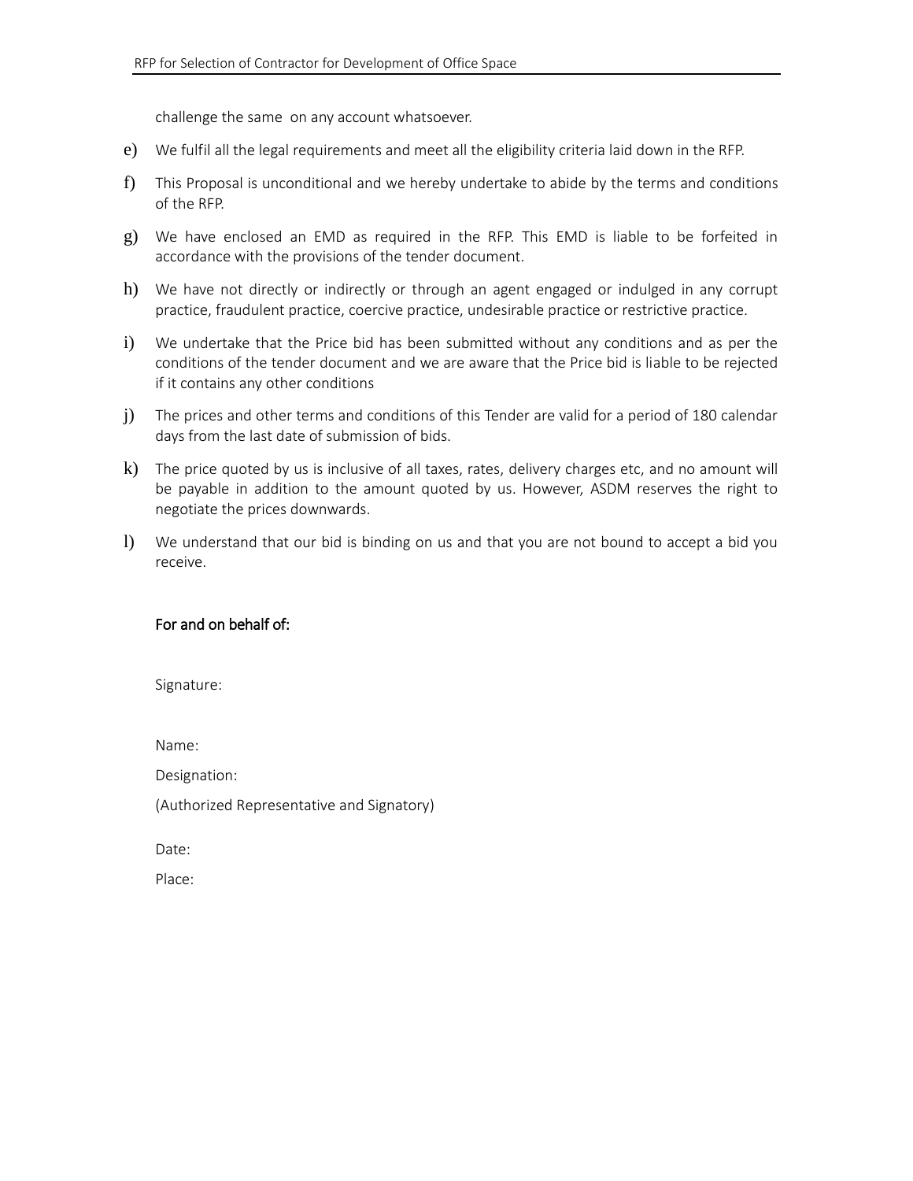challenge the same on any account whatsoever.

e) We fulfil all the legal requirements and meet all the eligibility criteria laid down in the RFP.

f) This Proposal is unconditional and we hereby undertake to abide by the terms and conditions of the RFP.

g) We have enclosed an EMD as required in the RFP. This EMD is liable to be forfeited in accordance with the provisions of the tender document.

h) We have not directly or indirectly or through an agent engaged or indulged in any corrupt practice, fraudulent practice, coercive practice, undesirable practice or restrictive practice.

i) We undertake that the Price bid has been submitted without any conditions and as per the conditions of the tender document and we are aware that the Price bid is liable to be rejected if it contains any other conditions

j) The prices and other terms and conditions of this Tender are valid for a period of 180 calendar days from the last date of submission of bids.

k) The price quoted by us is inclusive of all taxes, rates, delivery charges etc, and no amount will be payable in addition to the amount quoted by us. However, ASDM reserves the right to negotiate the prices downwards.

l) We understand that our bid is binding on us and that you are not bound to accept a bid you receive.

For and on behalf of:

Signature:

Name:

Designation:

(Authorized Representative and Signatory)

Date:

Place: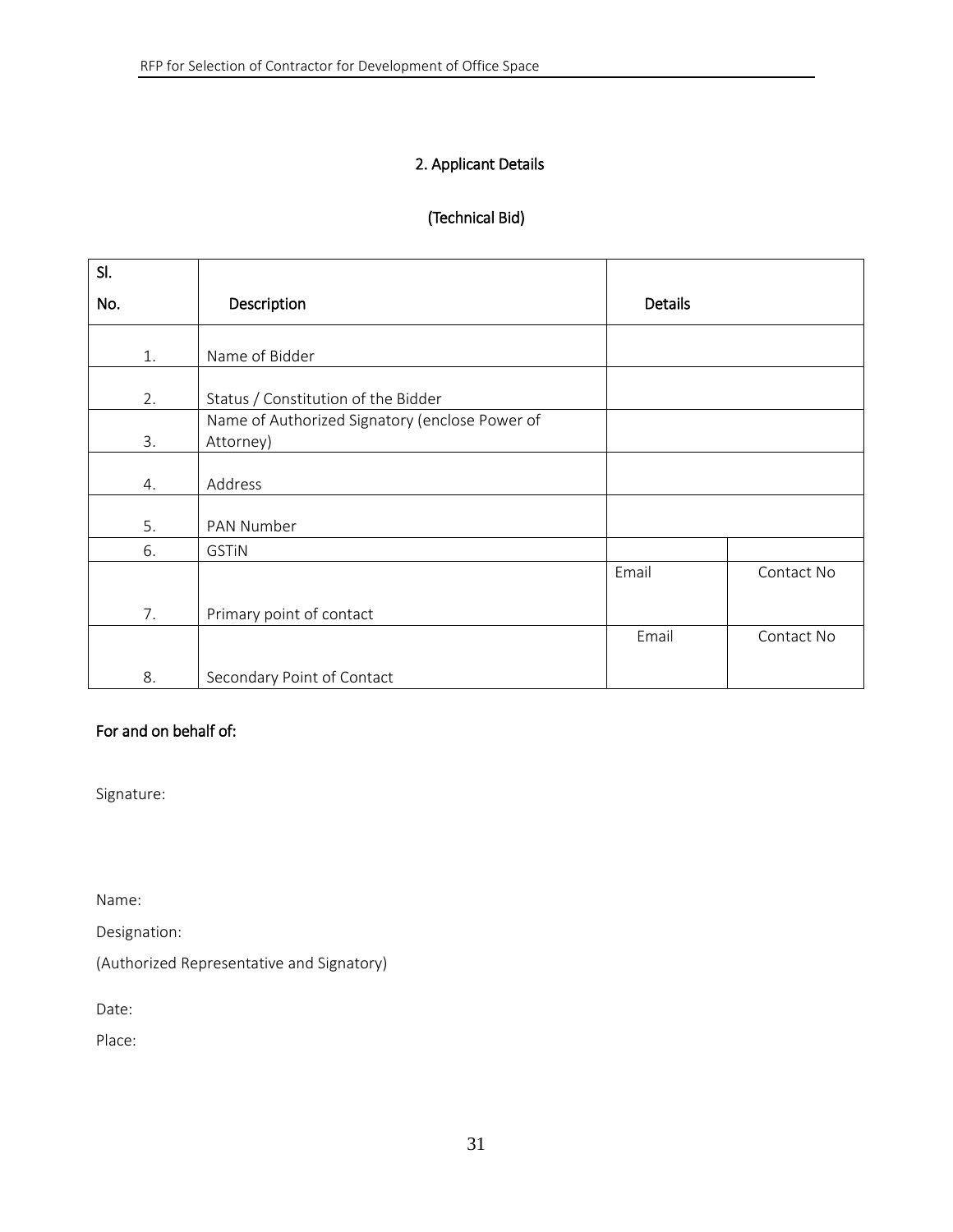## 2. Applicant Details

### (Technical Bid)

| Sl. No. | Description | Details | |
|---|---|---|---|
| 1. | Name of Bidder | | |
| 2. | Status / Constitution of the Bidder | | |
| 3. | Name of Authorized Signatory (enclose Power of Attorney) | | |
| 4. | Address | | |
| 5. | PAN Number | | |
| 6. | GSTiN | | |
| 7. | Primary point of contact | Email | Contact No |
| 8. | Secondary Point of Contact | Email | Contact No |

**For and on behalf of:**

Signature:

Name:

Designation:

(Authorized Representative and Signatory)

Date:

Place: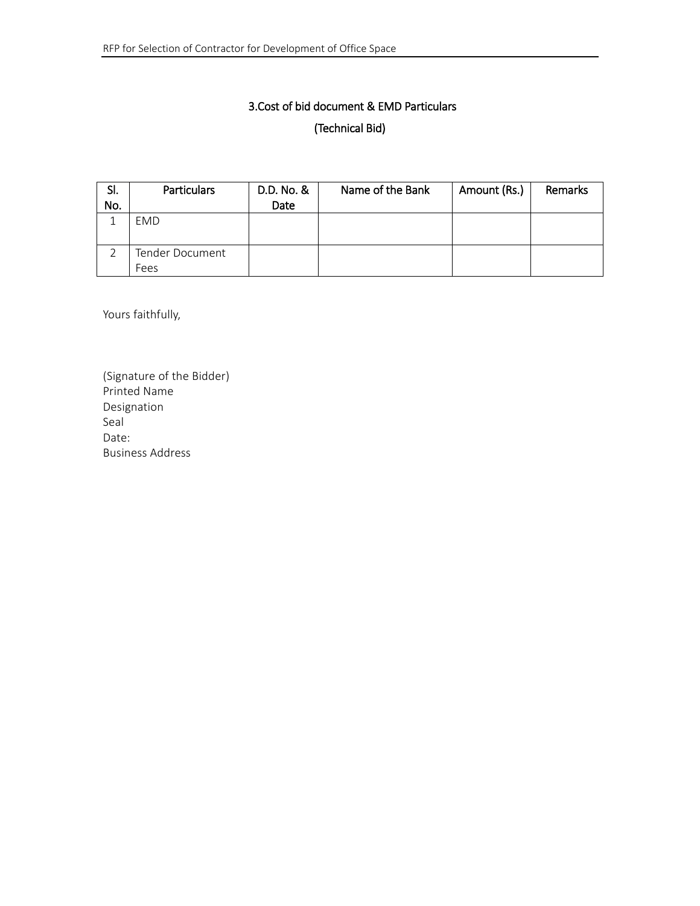## 3.Cost of bid document & EMD Particulars

### (Technical Bid)

| Sl. No. | Particulars | D.D. No. & Date | Name of the Bank | Amount (Rs.) | Remarks |
|---|---|---|---|---|---|
| 1 | EMD | | | | |
| 2 | Tender Document Fees | | | | |

Yours faithfully,

(Signature of the Bidder)
Printed Name
Designation
Seal
Date:
Business Address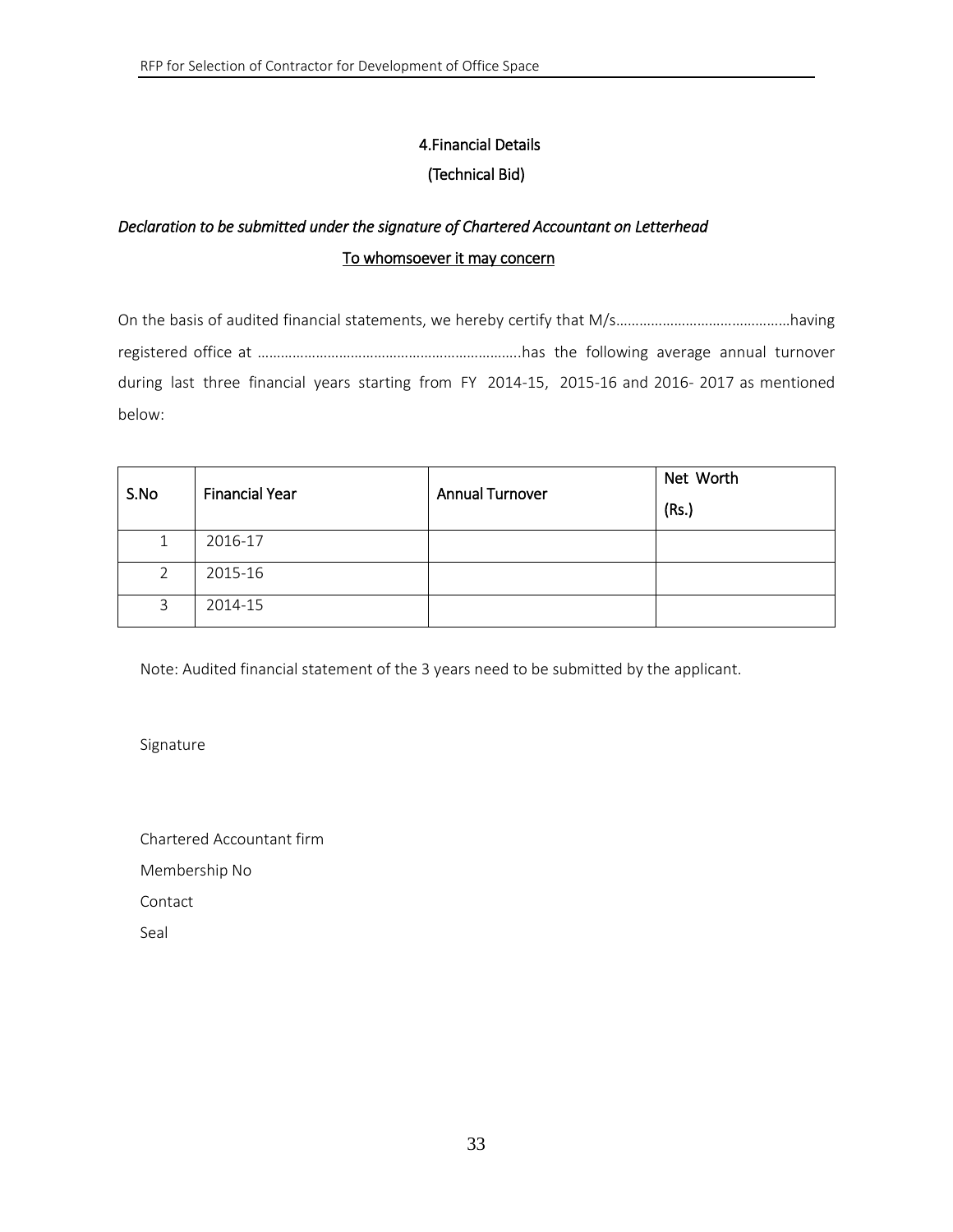## 4.Financial Details

## (Technical Bid)

*Declaration to be submitted under the signature of Chartered Accountant on Letterhead*

To whomsoever it may concern

On the basis of audited financial statements, we hereby certify that M/s……………………………………having registered office at …………………………………………………………..has the following average annual turnover during last three financial years starting from FY 2014-15, 2015-16 and 2016- 2017 as mentioned below:

| S.No | Financial Year | Annual Turnover | Net Worth (Rs.) |
|---|---|---|---|
| 1 | 2016-17 | | |
| 2 | 2015-16 | | |
| 3 | 2014-15 | | |

Note: Audited financial statement of the 3 years need to be submitted by the applicant.

Signature

Chartered Accountant firm

Membership No

Contact

Seal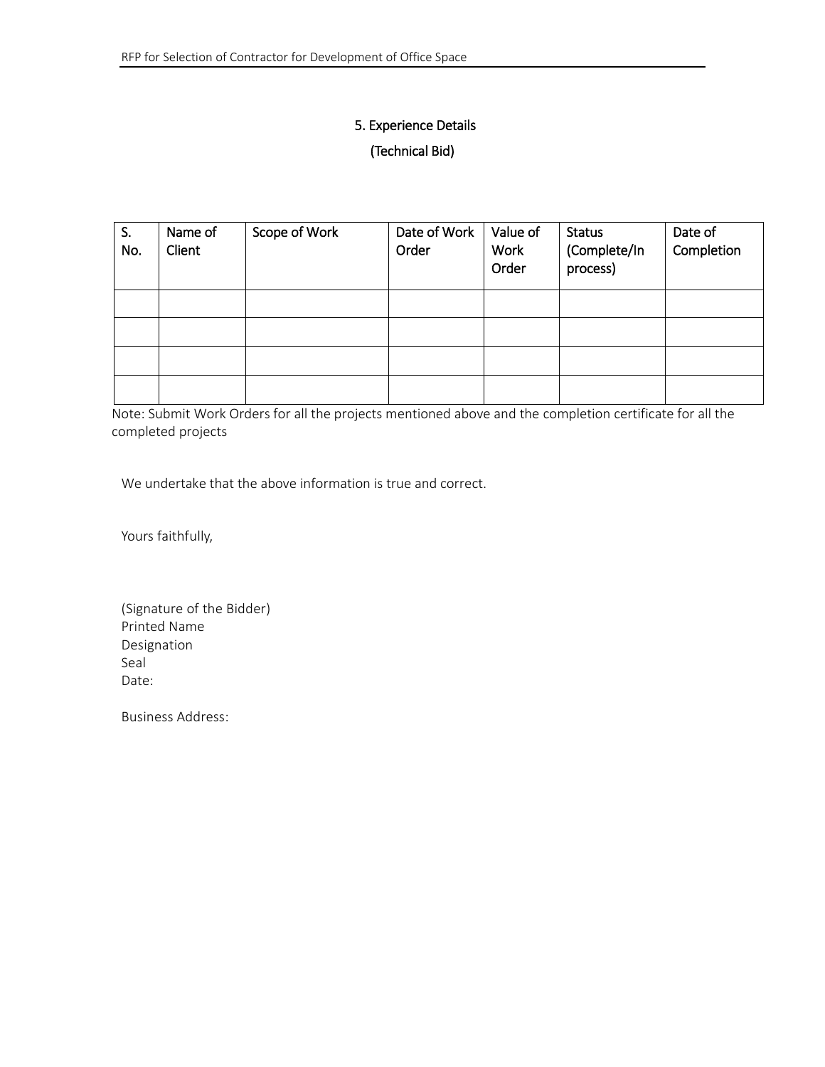## 5. Experience Details

### (Technical Bid)

| S. No. | Name of Client | Scope of Work | Date of Work Order | Value of Work Order | Status (Complete/In process) | Date of Completion |
|---|---|---|---|---|---|---|
| | | | | | | |
| | | | | | | |
| | | | | | | |
| | | | | | | |

Note: Submit Work Orders for all the projects mentioned above and the completion certificate for all the completed projects

We undertake that the above information is true and correct.

Yours faithfully,

(Signature of the Bidder)
Printed Name
Designation
Seal
Date:

Business Address: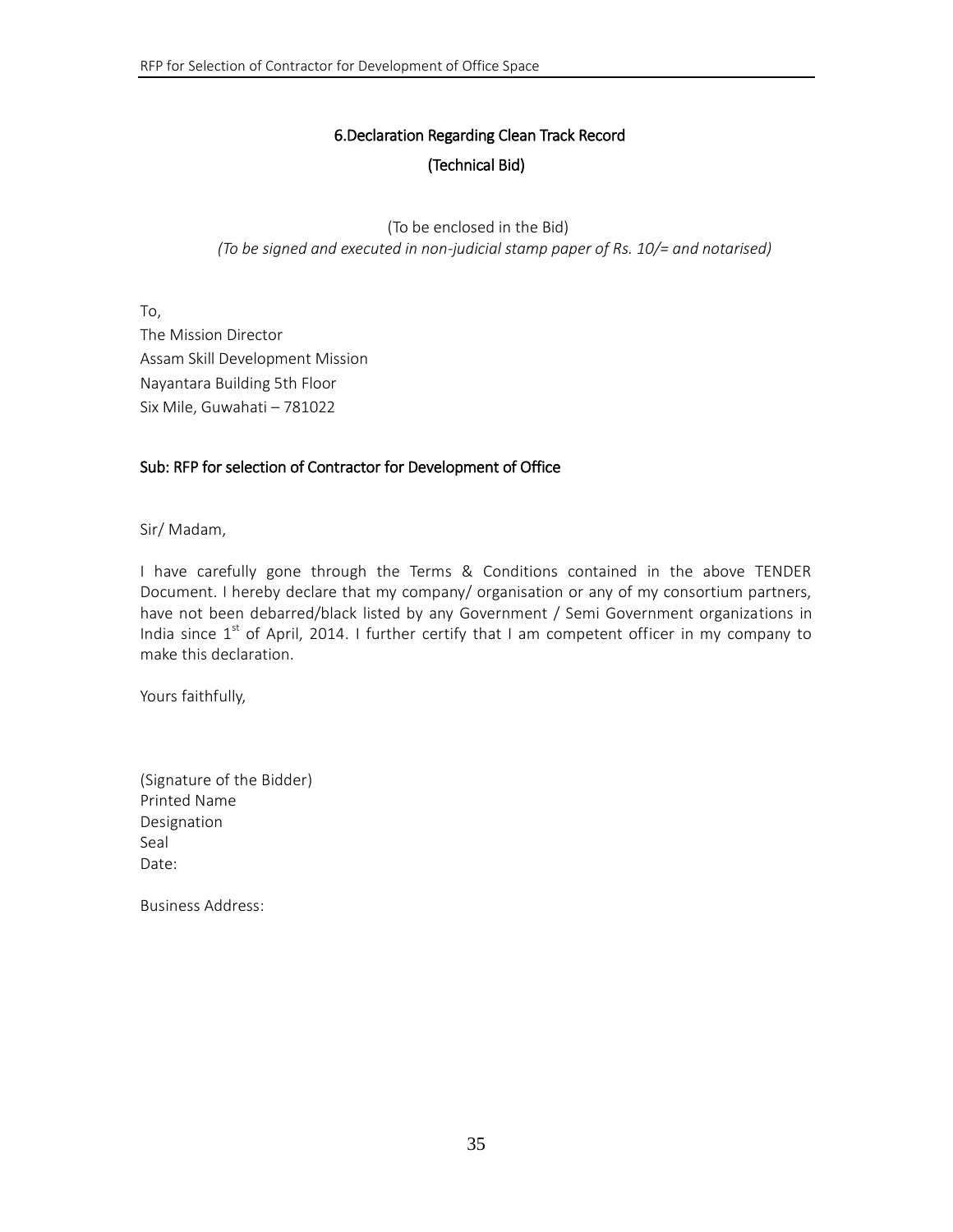## 6.Declaration Regarding Clean Track Record

## (Technical Bid)

(To be enclosed in the Bid)

*(To be signed and executed in non-judicial stamp paper of Rs. 10/= and notarised)*

To,
The Mission Director
Assam Skill Development Mission
Nayantara Building 5th Floor
Six Mile, Guwahati – 781022

**Sub: RFP for selection of Contractor for Development of Office**

Sir/ Madam,

I have carefully gone through the Terms & Conditions contained in the above TENDER Document. I hereby declare that my company/ organisation or any of my consortium partners, have not been debarred/black listed by any Government / Semi Government organizations in India since 1st of April, 2014. I further certify that I am competent officer in my company to make this declaration.

Yours faithfully,

(Signature of the Bidder)
Printed Name
Designation
Seal
Date:

Business Address: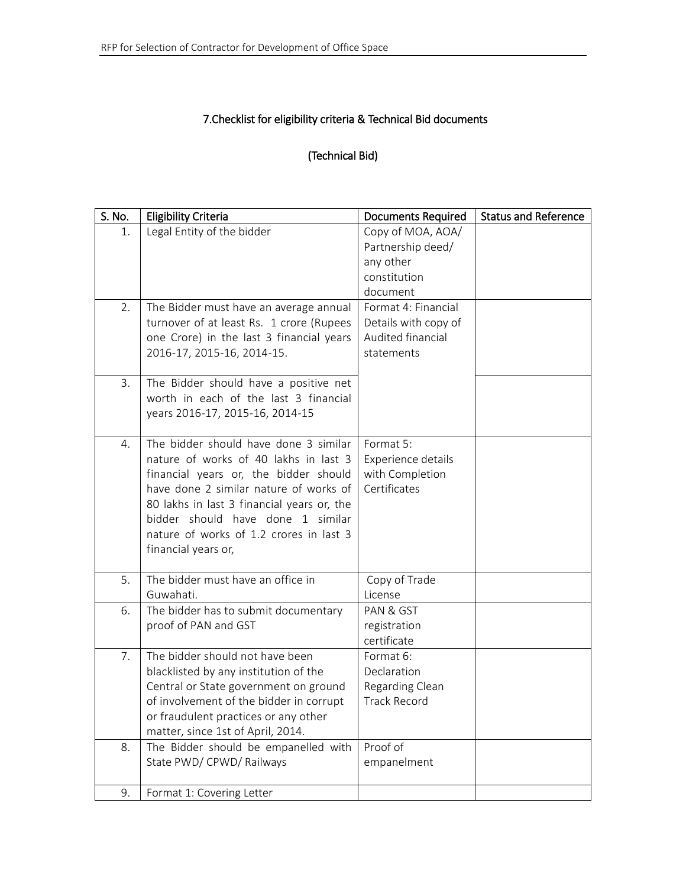## 7.Checklist for eligibility criteria & Technical Bid documents

### (Technical Bid)

| S. No. | Eligibility Criteria | Documents Required | Status and Reference |
|---|---|---|---|
| 1. | Legal Entity of the bidder | Copy of MOA, AOA/ Partnership deed/ any other constitution document | |
| 2. | The Bidder must have an average annual turnover of at least Rs. 1 crore (Rupees one Crore) in the last 3 financial years 2016-17, 2015-16, 2014-15. | Format 4: Financial Details with copy of Audited financial statements | |
| 3. | The Bidder should have a positive net worth in each of the last 3 financial years 2016-17, 2015-16, 2014-15 | | |
| 4. | The bidder should have done 3 similar nature of works of 40 lakhs in last 3 financial years or, the bidder should have done 2 similar nature of works of 80 lakhs in last 3 financial years or, the bidder should have done 1 similar nature of works of 1.2 crores in last 3 financial years or, | Format 5: Experience details with Completion Certificates | |
| 5. | The bidder must have an office in Guwahati. | Copy of Trade License | |
| 6. | The bidder has to submit documentary proof of PAN and GST | PAN & GST registration certificate | |
| 7. | The bidder should not have been blacklisted by any institution of the Central or State government on ground of involvement of the bidder in corrupt or fraudulent practices or any other matter, since 1st of April, 2014. | Format 6: Declaration Regarding Clean Track Record | |
| 8. | The Bidder should be empanelled with State PWD/ CPWD/ Railways | Proof of empanelment | |
| 9. | Format 1: Covering Letter | | |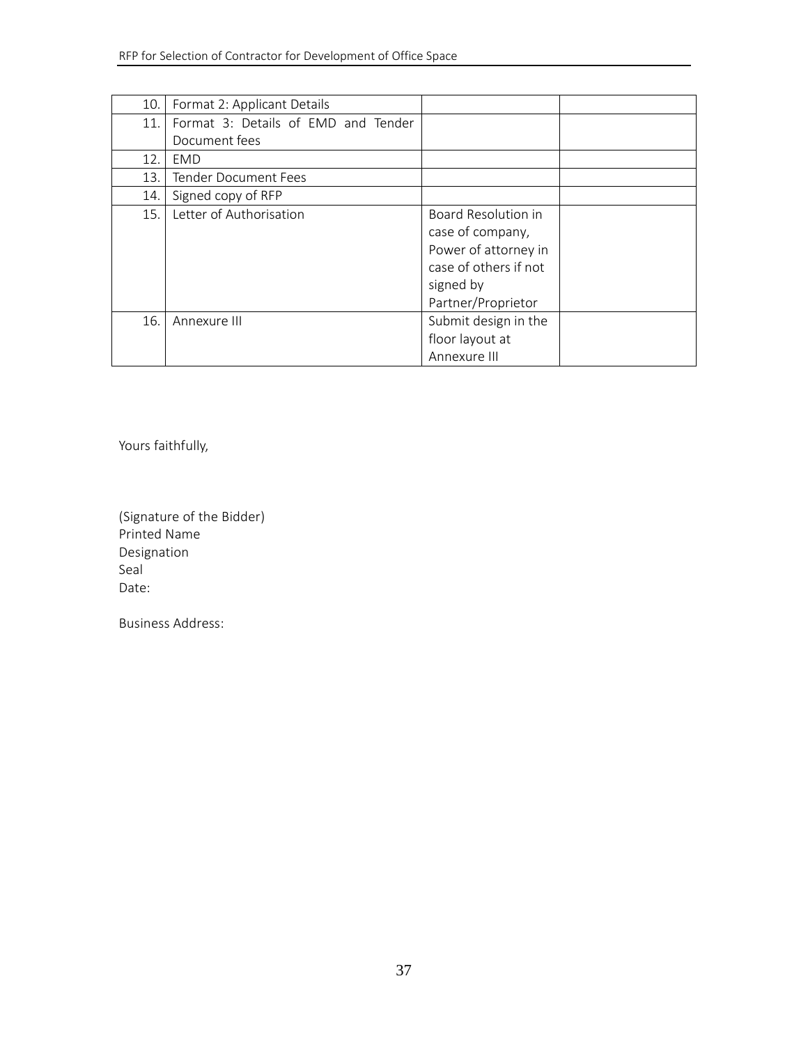| | | | |
|---|---|---|---|
| 10. | Format 2: Applicant Details | | |
| 11. | Format 3: Details of EMD and Tender Document fees | | |
| 12. | EMD | | |
| 13. | Tender Document Fees | | |
| 14. | Signed copy of RFP | | |
| 15. | Letter of Authorisation | Board Resolution in case of company, Power of attorney in case of others if not signed by Partner/Proprietor | |
| 16. | Annexure III | Submit design in the floor layout at Annexure III | |

Yours faithfully,

(Signature of the Bidder)
Printed Name
Designation
Seal
Date:

Business Address: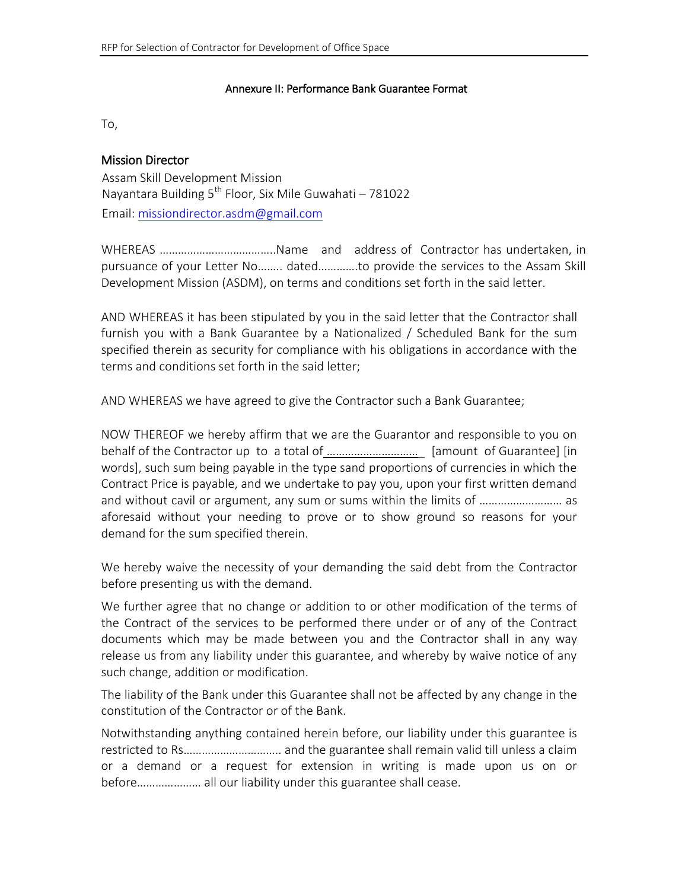### Annexure II: Performance Bank Guarantee Format

To,

**Mission Director**
Assam Skill Development Mission
Nayantara Building 5th Floor, Six Mile Guwahati – 781022
Email: missiondirector.asdm@gmail.com

WHEREAS ………………………………..Name and address of Contractor has undertaken, in pursuance of your Letter No…….. dated…………to provide the services to the Assam Skill Development Mission (ASDM), on terms and conditions set forth in the said letter.

AND WHEREAS it has been stipulated by you in the said letter that the Contractor shall furnish you with a Bank Guarantee by a Nationalized / Scheduled Bank for the sum specified therein as security for compliance with his obligations in accordance with the terms and conditions set forth in the said letter;

AND WHEREAS we have agreed to give the Contractor such a Bank Guarantee;

NOW THEREOF we hereby affirm that we are the Guarantor and responsible to you on behalf of the Contractor up to a total of ……………………… [amount of Guarantee] [in words], such sum being payable in the type sand proportions of currencies in which the Contract Price is payable, and we undertake to pay you, upon your first written demand and without cavil or argument, any sum or sums within the limits of …………………… as aforesaid without your needing to prove or to show ground so reasons for your demand for the sum specified therein.

We hereby waive the necessity of your demanding the said debt from the Contractor before presenting us with the demand.

We further agree that no change or addition to or other modification of the terms of the Contract of the services to be performed there under or of any of the Contract documents which may be made between you and the Contractor shall in any way release us from any liability under this guarantee, and whereby by waive notice of any such change, addition or modification.

The liability of the Bank under this Guarantee shall not be affected by any change in the constitution of the Contractor or of the Bank.

Notwithstanding anything contained herein before, our liability under this guarantee is restricted to Rs………………………….. and the guarantee shall remain valid till unless a claim or a demand or a request for extension in writing is made upon us on or before………………… all our liability under this guarantee shall cease.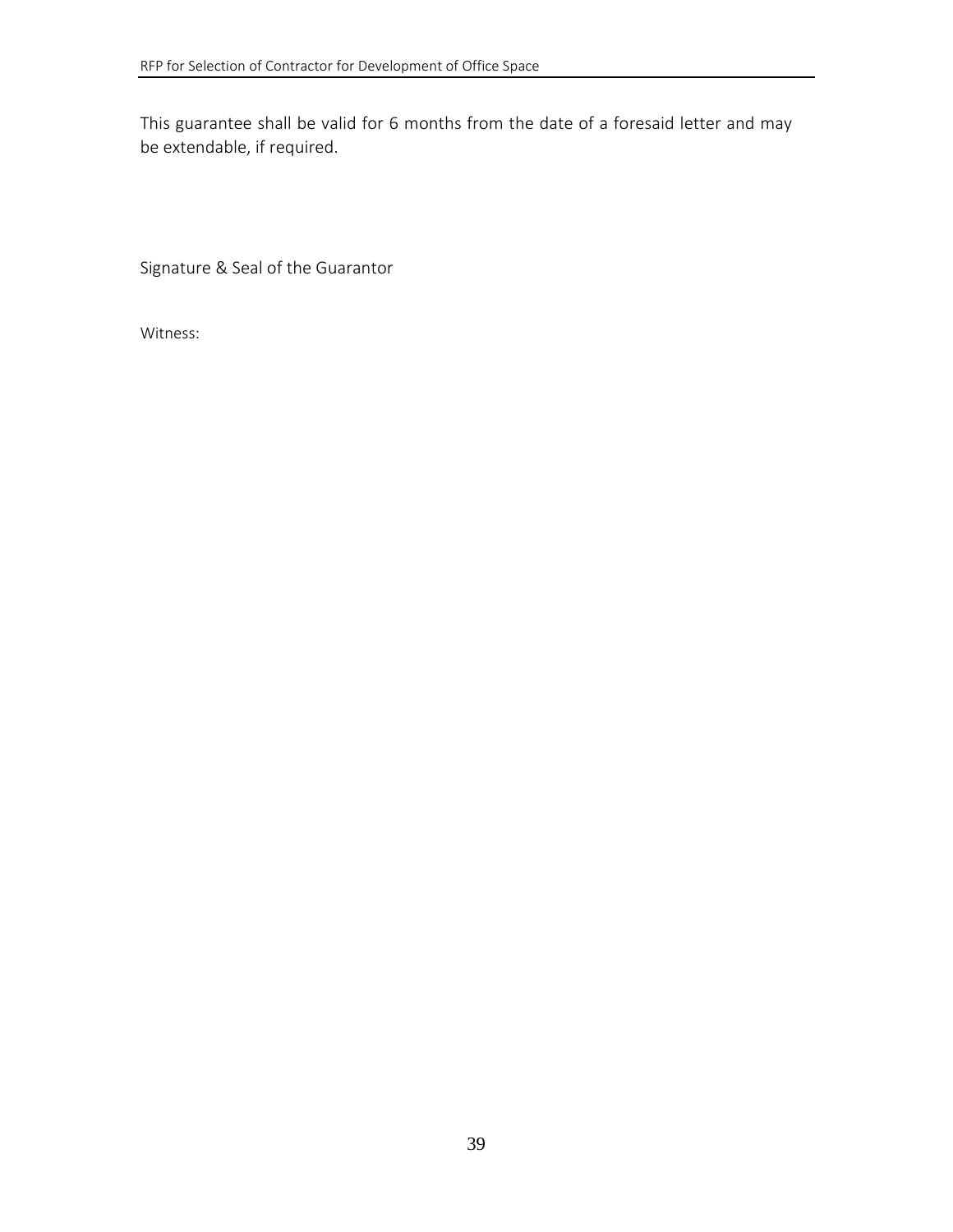This guarantee shall be valid for 6 months from the date of a foresaid letter and may be extendable, if required.

Signature & Seal of the Guarantor

Witness: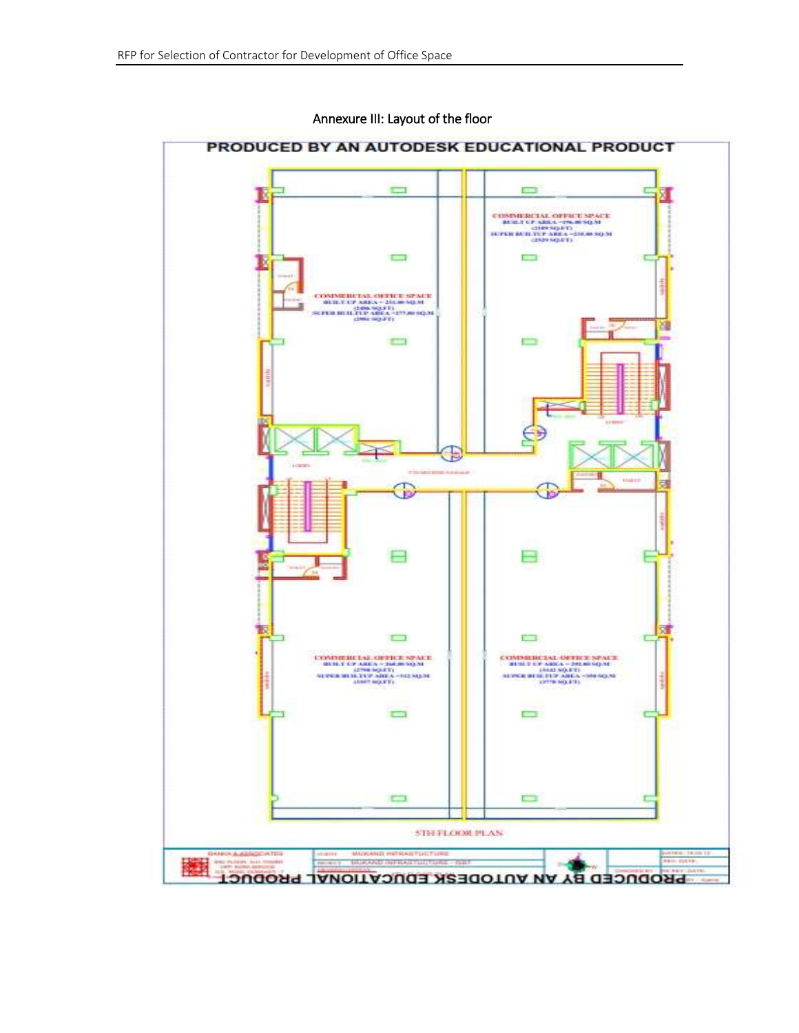## Annexure III: Layout of the floor

PRODUCED BY AN AUTODESK EDUCATIONAL PRODUCT

COMMERCIAL OFFICE SPACE
BUILT UP AREA ~196.00 SQ.M
(2109 SQ.FT)
SUPER BUILTUP AREA ~235.00 SQ.M
(2529 SQ.FT)

COMMERCIAL OFFICE SPACE
BUILT UP AREA ~ 251.00 SQ.M
(2486 SQ.FT)
SUPER BUILTUP AREA ~277.00 SQ.M
(2981 SQ.FT)

COMMERCIAL OFFICE SPACE
BUILT UP AREA ~ 260.00 SQ.M
(2798 SQ.FT)
SUPER BUILTUP AREA ~312 SQ.M
(3357 SQ.FT)

COMMERCIAL OFFICE SPACE
BUILT UP AREA ~ 292.00 SQ.M
(3142 SQ.FT)
SUPER BUILTUP AREA ~350 SQ.M
(3770 SQ.FT)

5TH FLOOR PLAN

MUKAND INFRASTRUCTURE

PRODUCED BY AN AUTODESK EDUCATIONAL PRODUCT